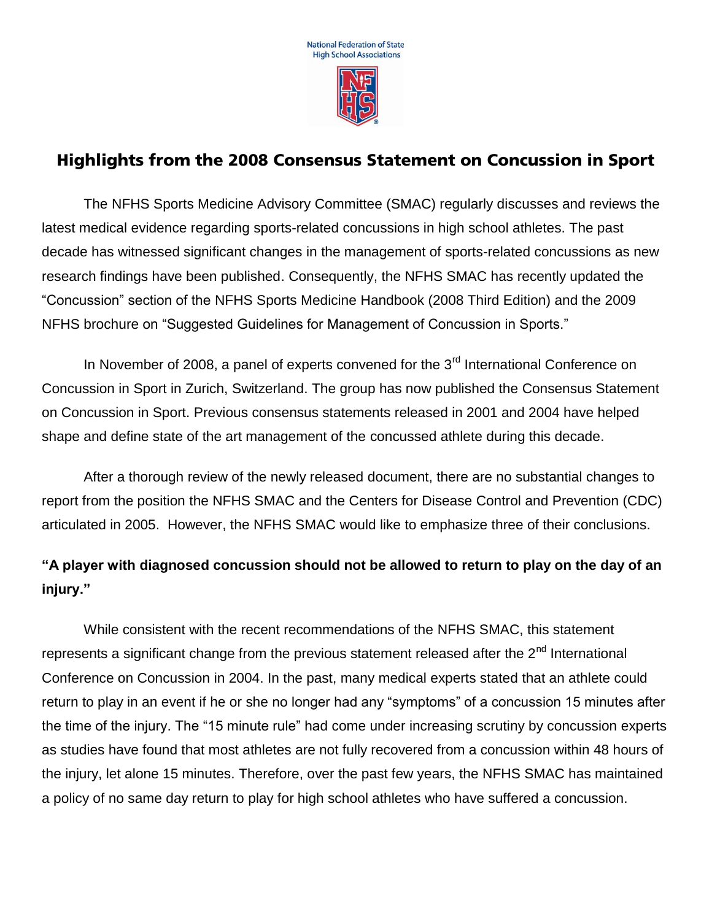National Federation of State High School Associations

# Highlights from the 2008 Consensus Statement on Concussion in Sport

The NFHS Sports Medicine Advisory Committee (SMAC) regularly discusses and reviews the latest medical evidence regarding sports-related concussions in high school athletes. The past decade has witnessed significant changes in the management of sports-related concussions as new research findings have been published. Consequently, the NFHS SMAC has recently updated the "Concussion" section of the NFHS Sports Medicine Handbook (2008 Third Edition) and the 2009 NFHS brochure on "Suggested Guidelines for Management of Concussion in Sports."

In November of 2008, a panel of experts convened for the 3rd International Conference on Concussion in Sport in Zurich, Switzerland. The group has now published the Consensus Statement on Concussion in Sport. Previous consensus statements released in 2001 and 2004 have helped shape and define state of the art management of the concussed athlete during this decade.

After a thorough review of the newly released document, there are no substantial changes to report from the position the NFHS SMAC and the Centers for Disease Control and Prevention (CDC) articulated in 2005. However, the NFHS SMAC would like to emphasize three of their conclusions.

**"A player with diagnosed concussion should not be allowed to return to play on the day of an injury."**

While consistent with the recent recommendations of the NFHS SMAC, this statement represents a significant change from the previous statement released after the 2nd International Conference on Concussion in 2004. In the past, many medical experts stated that an athlete could return to play in an event if he or she no longer had any "symptoms" of a concussion 15 minutes after the time of the injury. The "15 minute rule" had come under increasing scrutiny by concussion experts as studies have found that most athletes are not fully recovered from a concussion within 48 hours of the injury, let alone 15 minutes. Therefore, over the past few years, the NFHS SMAC has maintained a policy of no same day return to play for high school athletes who have suffered a concussion.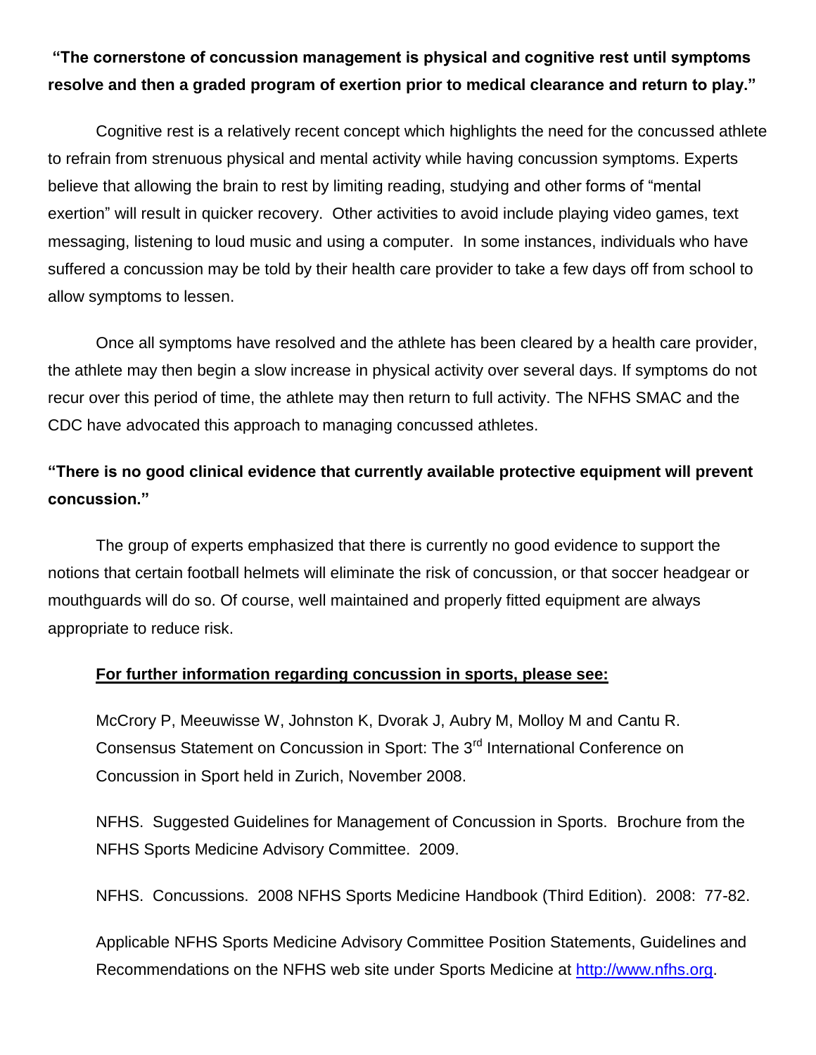**"The cornerstone of concussion management is physical and cognitive rest until symptoms resolve and then a graded program of exertion prior to medical clearance and return to play."**

Cognitive rest is a relatively recent concept which highlights the need for the concussed athlete to refrain from strenuous physical and mental activity while having concussion symptoms. Experts believe that allowing the brain to rest by limiting reading, studying and other forms of "mental exertion" will result in quicker recovery. Other activities to avoid include playing video games, text messaging, listening to loud music and using a computer. In some instances, individuals who have suffered a concussion may be told by their health care provider to take a few days off from school to allow symptoms to lessen.

Once all symptoms have resolved and the athlete has been cleared by a health care provider, the athlete may then begin a slow increase in physical activity over several days. If symptoms do not recur over this period of time, the athlete may then return to full activity. The NFHS SMAC and the CDC have advocated this approach to managing concussed athletes.

**"There is no good clinical evidence that currently available protective equipment will prevent concussion."**

The group of experts emphasized that there is currently no good evidence to support the notions that certain football helmets will eliminate the risk of concussion, or that soccer headgear or mouthguards will do so. Of course, well maintained and properly fitted equipment are always appropriate to reduce risk.

**<u>For further information regarding concussion in sports, please see:</u>**

McCrory P, Meeuwisse W, Johnston K, Dvorak J, Aubry M, Molloy M and Cantu R. Consensus Statement on Concussion in Sport: The 3rd International Conference on Concussion in Sport held in Zurich, November 2008.

NFHS. Suggested Guidelines for Management of Concussion in Sports. Brochure from the NFHS Sports Medicine Advisory Committee. 2009.

NFHS. Concussions. 2008 NFHS Sports Medicine Handbook (Third Edition). 2008: 77-82.

Applicable NFHS Sports Medicine Advisory Committee Position Statements, Guidelines and Recommendations on the NFHS web site under Sports Medicine at http://www.nfhs.org.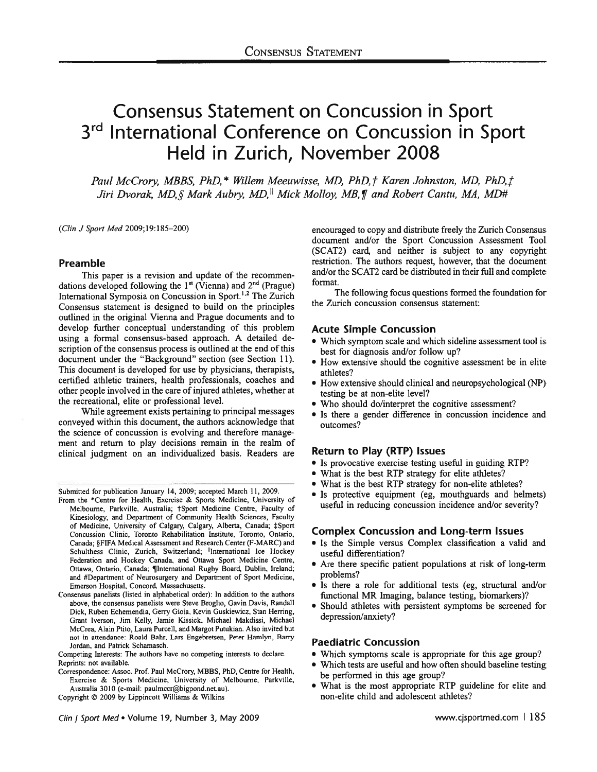# Consensus Statement on Concussion in Sport 3rd International Conference on Concussion in Sport Held in Zurich, November 2008

*Paul McCrory, MBBS, PhD,\* Willem Meeuwisse, MD, PhD,† Karen Johnston, MD, PhD,‡ Jiri Dvorak, MD,§ Mark Aubry, MD,|| Mick Molloy, MB,¶ and Robert Cantu, MA, MD#*

(*Clin J Sport Med* 2009;19:185–200)

## Preamble

This paper is a revision and update of the recommendations developed following the 1st (Vienna) and 2nd (Prague) International Symposia on Concussion in Sport.[1,2] The Zurich Consensus statement is designed to build on the principles outlined in the original Vienna and Prague documents and to develop further conceptual understanding of this problem using a formal consensus-based approach. A detailed description of the consensus process is outlined at the end of this document under the "Background" section (see Section 11). This document is developed for use by physicians, therapists, certified athletic trainers, health professionals, coaches and other people involved in the care of injured athletes, whether at the recreational, elite or professional level.

While agreement exists pertaining to principal messages conveyed within this document, the authors acknowledge that the science of concussion is evolving and therefore management and return to play decisions remain in the realm of clinical judgment on an individualized basis. Readers are encouraged to copy and distribute freely the Zurich Consensus document and/or the Sport Concussion Assessment Tool (SCAT2) card, and neither is subject to any copyright restriction. The authors request, however, that the document and/or the SCAT2 card be distributed in their full and complete format.

The following focus questions formed the foundation for the Zurich concussion consensus statement:

## Acute Simple Concussion

- Which symptom scale and which sideline assessment tool is best for diagnosis and/or follow up?
- How extensive should the cognitive assessment be in elite athletes?
- How extensive should clinical and neuropsychological (NP) testing be at non-elite level?
- Who should do/interpret the cognitive assessment?
- Is there a gender difference in concussion incidence and outcomes?

## Return to Play (RTP) Issues

- Is provocative exercise testing useful in guiding RTP?
- What is the best RTP strategy for elite athletes?
- What is the best RTP strategy for non-elite athletes?
- Is protective equipment (eg, mouthguards and helmets) useful in reducing concussion incidence and/or severity?

## Complex Concussion and Long-term Issues

- Is the Simple versus Complex classification a valid and useful differentiation?
- Are there specific patient populations at risk of long-term problems?
- Is there a role for additional tests (eg, structural and/or functional MR Imaging, balance testing, biomarkers)?
- Should athletes with persistent symptoms be screened for depression/anxiety?

## Paediatric Concussion

- Which symptoms scale is appropriate for this age group?
- Which tests are useful and how often should baseline testing be performed in this age group?
- What is the most appropriate RTP guideline for elite and non-elite child and adolescent athletes?

---

Submitted for publication January 14, 2009; accepted March 11, 2009.

From the \*Centre for Health, Exercise & Sports Medicine, University of Melbourne, Parkville, Australia; †Sport Medicine Centre, Faculty of Kinesiology, and Department of Community Health Sciences, Faculty of Medicine, University of Calgary, Calgary, Alberta, Canada; ‡Sport Concussion Clinic, Toronto Rehabilitation Institute, Toronto, Ontario, Canada; §FIFA Medical Assessment and Research Center (F-MARC) and Schulthess Clinic, Zurich, Switzerland; ||International Ice Hockey Federation and Hockey Canada, and Ottawa Sport Medicine Centre, Ottawa, Ontario, Canada; ¶International Rugby Board, Dublin, Ireland; and #Department of Neurosurgery and Department of Sport Medicine, Emerson Hospital, Concord, Massachusetts.

Consensus panelists (listed in alphabetical order): In addition to the authors above, the consensus panelists were Steve Broglio, Gavin Davis, Randall Dick, Ruben Echemendia, Gerry Gioia, Kevin Guskiewicz, Stan Herring, Grant Iverson, Jim Kelly, Jamie Kissick, Michael Makdissi, Michael McCrea, Alain Ptito, Laura Purcell, and Margot Putukian. Also invited but not in attendance: Roald Bahr, Lars Engebretsen, Peter Hamlyn, Barry Jordan, and Patrick Schamasch.

Competing Interests: The authors have no competing interests to declare.

Reprints: not available.

Correspondence: Assoc. Prof. Paul McCrory, MBBS, PhD, Centre for Health, Exercise & Sports Medicine, University of Melbourne, Parkville, Australia 3010 (e-mail: paulmccr@bigpond.net.au).

Copyright © 2009 by Lippincott Williams & Wilkins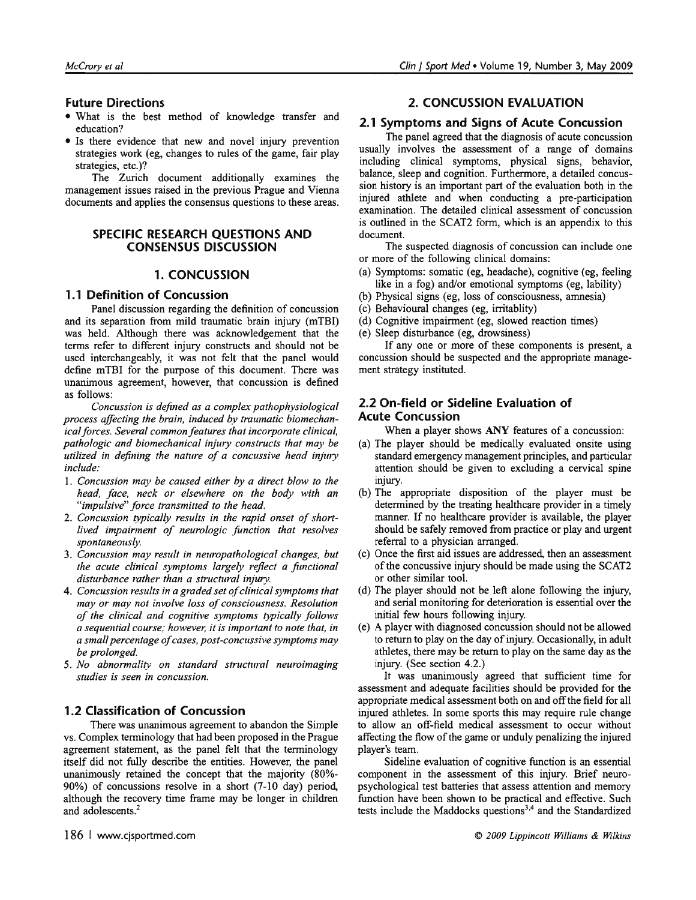## Future Directions

- What is the best method of knowledge transfer and education?
- Is there evidence that new and novel injury prevention strategies work (eg, changes to rules of the game, fair play strategies, etc.)?

The Zurich document additionally examines the management issues raised in the previous Prague and Vienna documents and applies the consensus questions to these areas.

# SPECIFIC RESEARCH QUESTIONS AND CONSENSUS DISCUSSION

## 1. CONCUSSION

### 1.1 Definition of Concussion

Panel discussion regarding the definition of concussion and its separation from mild traumatic brain injury (mTBI) was held. Although there was acknowledgement that the terms refer to different injury constructs and should not be used interchangeably, it was not felt that the panel would define mTBI for the purpose of this document. There was unanimous agreement, however, that concussion is defined as follows:

*Concussion is defined as a complex pathophysiological process affecting the brain, induced by traumatic biomechanical forces. Several common features that incorporate clinical, pathologic and biomechanical injury constructs that may be utilized in defining the nature of a concussive head injury include:*

1. *Concussion may be caused either by a direct blow to the head, face, neck or elsewhere on the body with an "impulsive" force transmitted to the head.*
2. *Concussion typically results in the rapid onset of short-lived impairment of neurologic function that resolves spontaneously.*
3. *Concussion may result in neuropathological changes, but the acute clinical symptoms largely reflect a functional disturbance rather than a structural injury.*
4. *Concussion results in a graded set of clinical symptoms that may or may not involve loss of consciousness. Resolution of the clinical and cognitive symptoms typically follows a sequential course; however, it is important to note that, in a small percentage of cases, post-concussive symptoms may be prolonged.*
5. *No abnormality on standard structural neuroimaging studies is seen in concussion.*

### 1.2 Classification of Concussion

There was unanimous agreement to abandon the Simple vs. Complex terminology that had been proposed in the Prague agreement statement, as the panel felt that the terminology itself did not fully describe the entities. However, the panel unanimously retained the concept that the majority (80%-90%) of concussions resolve in a short (7-10 day) period, although the recovery time frame may be longer in children and adolescents.[2]

## 2. CONCUSSION EVALUATION

### 2.1 Symptoms and Signs of Acute Concussion

The panel agreed that the diagnosis of acute concussion usually involves the assessment of a range of domains including clinical symptoms, physical signs, behavior, balance, sleep and cognition. Furthermore, a detailed concussion history is an important part of the evaluation both in the injured athlete and when conducting a pre-participation examination. The detailed clinical assessment of concussion is outlined in the SCAT2 form, which is an appendix to this document.

The suspected diagnosis of concussion can include one or more of the following clinical domains:

(a) Symptoms: somatic (eg, headache), cognitive (eg, feeling like in a fog) and/or emotional symptoms (eg, lability)
(b) Physical signs (eg, loss of consciousness, amnesia)
(c) Behavioural changes (eg, irritablity)
(d) Cognitive impairment (eg, slowed reaction times)
(e) Sleep disturbance (eg, drowsiness)

If any one or more of these components is present, a concussion should be suspected and the appropriate management strategy instituted.

### 2.2 On-field or Sideline Evaluation of Acute Concussion

When a player shows **ANY** features of a concussion:

(a) The player should be medically evaluated onsite using standard emergency management principles, and particular attention should be given to excluding a cervical spine injury.
(b) The appropriate disposition of the player must be determined by the treating healthcare provider in a timely manner. If no healthcare provider is available, the player should be safely removed from practice or play and urgent referral to a physician arranged.
(c) Once the first aid issues are addressed, then an assessment of the concussive injury should be made using the SCAT2 or other similar tool.
(d) The player should not be left alone following the injury, and serial monitoring for deterioration is essential over the initial few hours following injury.
(e) A player with diagnosed concussion should not be allowed to return to play on the day of injury. Occasionally, in adult athletes, there may be return to play on the same day as the injury. (See section 4.2.)

It was unanimously agreed that sufficient time for assessment and adequate facilities should be provided for the appropriate medical assessment both on and off the field for all injured athletes. In some sports this may require rule change to allow an off-field medical assessment to occur without affecting the flow of the game or unduly penalizing the injured player's team.

Sideline evaluation of cognitive function is an essential component in the assessment of this injury. Brief neuropsychological test batteries that assess attention and memory function have been shown to be practical and effective. Such tests include the Maddocks questions[3,4] and the Standardized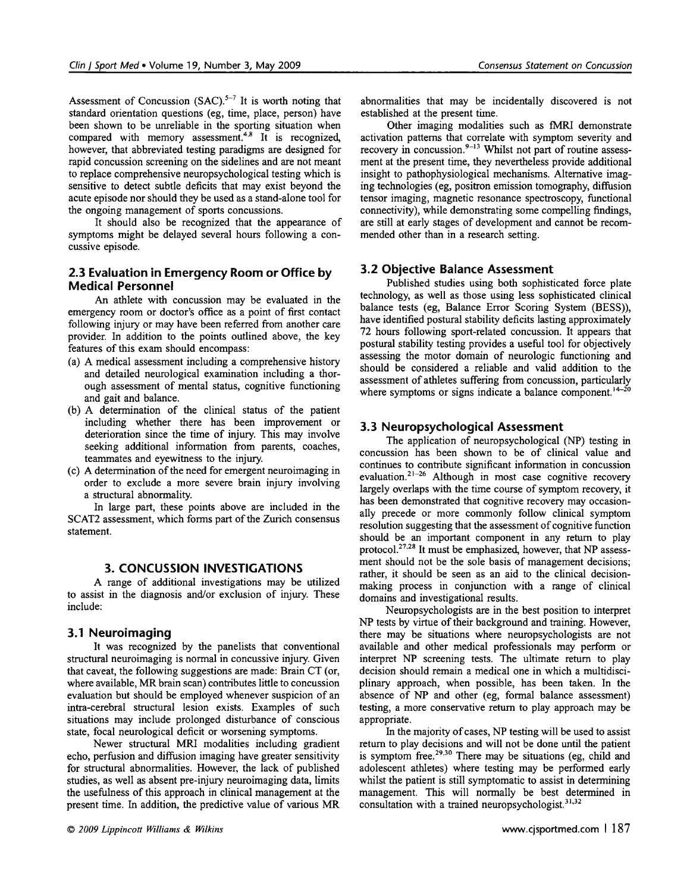Assessment of Concussion (SAC).[5–7] It is worth noting that standard orientation questions (eg, time, place, person) have been shown to be unreliable in the sporting situation when compared with memory assessment.[4,8] It is recognized, however, that abbreviated testing paradigms are designed for rapid concussion screening on the sidelines and are not meant to replace comprehensive neuropsychological testing which is sensitive to detect subtle deficits that may exist beyond the acute episode nor should they be used as a stand-alone tool for the ongoing management of sports concussions.

It should also be recognized that the appearance of symptoms might be delayed several hours following a concussive episode.

## 2.3 Evaluation in Emergency Room or Office by Medical Personnel

An athlete with concussion may be evaluated in the emergency room or doctor's office as a point of first contact following injury or may have been referred from another care provider. In addition to the points outlined above, the key features of this exam should encompass:

(a) A medical assessment including a comprehensive history and detailed neurological examination including a thorough assessment of mental status, cognitive functioning and gait and balance.
(b) A determination of the clinical status of the patient including whether there has been improvement or deterioration since the time of injury. This may involve seeking additional information from parents, coaches, teammates and eyewitness to the injury.
(c) A determination of the need for emergent neuroimaging in order to exclude a more severe brain injury involving a structural abnormality.

In large part, these points above are included in the SCAT2 assessment, which forms part of the Zurich consensus statement.

# 3. CONCUSSION INVESTIGATIONS

A range of additional investigations may be utilized to assist in the diagnosis and/or exclusion of injury. These include:

## 3.1 Neuroimaging

It was recognized by the panelists that conventional structural neuroimaging is normal in concussive injury. Given that caveat, the following suggestions are made: Brain CT (or, where available, MR brain scan) contributes little to concussion evaluation but should be employed whenever suspicion of an intra-cerebral structural lesion exists. Examples of such situations may include prolonged disturbance of conscious state, focal neurological deficit or worsening symptoms.

Newer structural MRI modalities including gradient echo, perfusion and diffusion imaging have greater sensitivity for structural abnormalities. However, the lack of published studies, as well as absent pre-injury neuroimaging data, limits the usefulness of this approach in clinical management at the present time. In addition, the predictive value of various MR abnormalities that may be incidentally discovered is not established at the present time.

Other imaging modalities such as fMRI demonstrate activation patterns that correlate with symptom severity and recovery in concussion.[9–13] Whilst not part of routine assessment at the present time, they nevertheless provide additional insight to pathophysiological mechanisms. Alternative imaging technologies (eg, positron emission tomography, diffusion tensor imaging, magnetic resonance spectroscopy, functional connectivity), while demonstrating some compelling findings, are still at early stages of development and cannot be recommended other than in a research setting.

## 3.2 Objective Balance Assessment

Published studies using both sophisticated force plate technology, as well as those using less sophisticated clinical balance tests (eg, Balance Error Scoring System (BESS)), have identified postural stability deficits lasting approximately 72 hours following sport-related concussion. It appears that postural stability testing provides a useful tool for objectively assessing the motor domain of neurologic functioning and should be considered a reliable and valid addition to the assessment of athletes suffering from concussion, particularly where symptoms or signs indicate a balance component.[14–20]

## 3.3 Neuropsychological Assessment

The application of neuropsychological (NP) testing in concussion has been shown to be of clinical value and continues to contribute significant information in concussion evaluation.[21–26] Although in most case cognitive recovery largely overlaps with the time course of symptom recovery, it has been demonstrated that cognitive recovery may occasionally precede or more commonly follow clinical symptom resolution suggesting that the assessment of cognitive function should be an important component in any return to play protocol.[27,28] It must be emphasized, however, that NP assessment should not be the sole basis of management decisions; rather, it should be seen as an aid to the clinical decision-making process in conjunction with a range of clinical domains and investigational results.

Neuropsychologists are in the best position to interpret NP tests by virtue of their background and training. However, there may be situations where neuropsychologists are not available and other medical professionals may perform or interpret NP screening tests. The ultimate return to play decision should remain a medical one in which a multidisciplinary approach, when possible, has been taken. In the absence of NP and other (eg, formal balance assessment) testing, a more conservative return to play approach may be appropriate.

In the majority of cases, NP testing will be used to assist return to play decisions and will not be done until the patient is symptom free.[29,30] There may be situations (eg, child and adolescent athletes) where testing may be performed early whilst the patient is still symptomatic to assist in determining management. This will normally be best determined in consultation with a trained neuropsychologist.[31,32]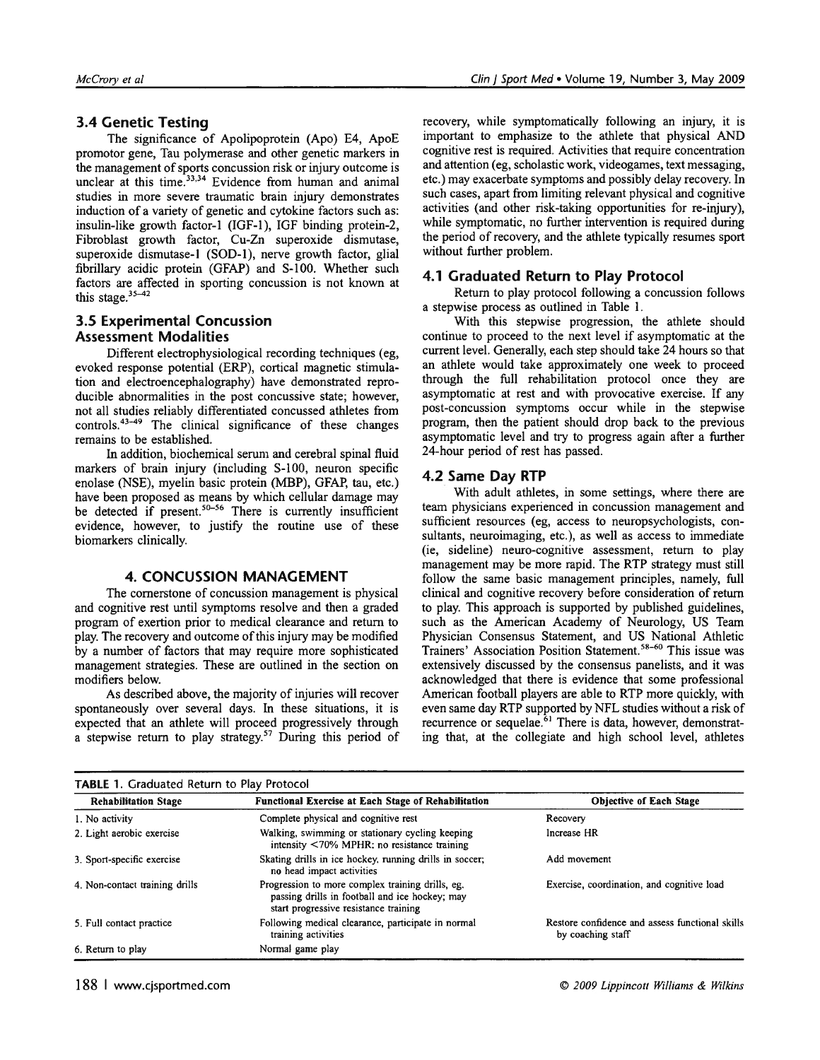## 3.4 Genetic Testing

The significance of Apolipoprotein (Apo) E4, ApoE promotor gene, Tau polymerase and other genetic markers in the management of sports concussion risk or injury outcome is unclear at this time.[33,34] Evidence from human and animal studies in more severe traumatic brain injury demonstrates induction of a variety of genetic and cytokine factors such as: insulin-like growth factor-1 (IGF-1), IGF binding protein-2, Fibroblast growth factor, Cu-Zn superoxide dismutase, superoxide dismutase-1 (SOD-1), nerve growth factor, glial fibrillary acidic protein (GFAP) and S-100. Whether such factors are affected in sporting concussion is not known at this stage.[35–42]

## 3.5 Experimental Concussion Assessment Modalities

Different electrophysiological recording techniques (eg, evoked response potential (ERP), cortical magnetic stimulation and electroencephalography) have demonstrated reproducible abnormalities in the post concussive state; however, not all studies reliably differentiated concussed athletes from controls.[43–49] The clinical significance of these changes remains to be established.

In addition, biochemical serum and cerebral spinal fluid markers of brain injury (including S-100, neuron specific enolase (NSE), myelin basic protein (MBP), GFAP, tau, etc.) have been proposed as means by which cellular damage may be detected if present.[50–56] There is currently insufficient evidence, however, to justify the routine use of these biomarkers clinically.

# 4. CONCUSSION MANAGEMENT

The cornerstone of concussion management is physical and cognitive rest until symptoms resolve and then a graded program of exertion prior to medical clearance and return to play. The recovery and outcome of this injury may be modified by a number of factors that may require more sophisticated management strategies. These are outlined in the section on modifiers below.

As described above, the majority of injuries will recover spontaneously over several days. In these situations, it is expected that an athlete will proceed progressively through a stepwise return to play strategy.[57] During this period of recovery, while symptomatically following an injury, it is important to emphasize to the athlete that physical AND cognitive rest is required. Activities that require concentration and attention (eg, scholastic work, videogames, text messaging, etc.) may exacerbate symptoms and possibly delay recovery. In such cases, apart from limiting relevant physical and cognitive activities (and other risk-taking opportunities for re-injury), while symptomatic, no further intervention is required during the period of recovery, and the athlete typically resumes sport without further problem.

## 4.1 Graduated Return to Play Protocol

Return to play protocol following a concussion follows a stepwise process as outlined in Table 1.

With this stepwise progression, the athlete should continue to proceed to the next level if asymptomatic at the current level. Generally, each step should take 24 hours so that an athlete would take approximately one week to proceed through the full rehabilitation protocol once they are asymptomatic at rest and with provocative exercise. If any post-concussion symptoms occur while in the stepwise program, then the patient should drop back to the previous asymptomatic level and try to progress again after a further 24-hour period of rest has passed.

## 4.2 Same Day RTP

With adult athletes, in some settings, where there are team physicians experienced in concussion management and sufficient resources (eg, access to neuropsychologists, consultants, neuroimaging, etc.), as well as access to immediate (ie, sideline) neuro-cognitive assessment, return to play management may be more rapid. The RTP strategy must still follow the same basic management principles, namely, full clinical and cognitive recovery before consideration of return to play. This approach is supported by published guidelines, such as the American Academy of Neurology, US Team Physician Consensus Statement, and US National Athletic Trainers' Association Position Statement.[58–60] This issue was extensively discussed by the consensus panelists, and it was acknowledged that there is evidence that some professional American football players are able to RTP more quickly, with even same day RTP supported by NFL studies without a risk of recurrence or sequelae.[61] There is data, however, demonstrating that, at the collegiate and high school level, athletes

**TABLE 1.** Graduated Return to Play Protocol

| Rehabilitation Stage | Functional Exercise at Each Stage of Rehabilitation | Objective of Each Stage |
|---|---|---|
| 1. No activity | Complete physical and cognitive rest | Recovery |
| 2. Light aerobic exercise | Walking, swimming or stationary cycling keeping intensity <70% MPHR; no resistance training | Increase HR |
| 3. Sport-specific exercise | Skating drills in ice hockey, running drills in soccer; no head impact activities | Add movement |
| 4. Non-contact training drills | Progression to more complex training drills, eg, passing drills in football and ice hockey; may start progressive resistance training | Exercise, coordination, and cognitive load |
| 5. Full contact practice | Following medical clearance, participate in normal training activities | Restore confidence and assess functional skills by coaching staff |
| 6. Return to play | Normal game play | |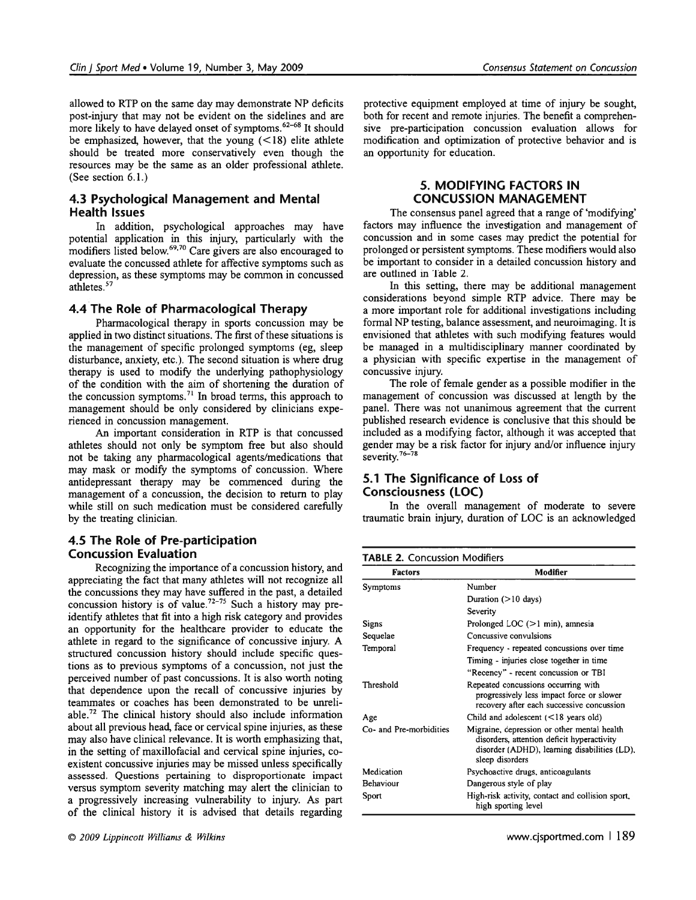allowed to RTP on the same day may demonstrate NP deficits post-injury that may not be evident on the sidelines and are more likely to have delayed onset of symptoms.[62–68] It should be emphasized, however, that the young (<18) elite athlete should be treated more conservatively even though the resources may be the same as an older professional athlete. (See section 6.1.)

### 4.3 Psychological Management and Mental Health Issues

In addition, psychological approaches may have potential application in this injury, particularly with the modifiers listed below.[69,70] Care givers are also encouraged to evaluate the concussed athlete for affective symptoms such as depression, as these symptoms may be common in concussed athletes.[57]

### 4.4 The Role of Pharmacological Therapy

Pharmacological therapy in sports concussion may be applied in two distinct situations. The first of these situations is the management of specific prolonged symptoms (eg, sleep disturbance, anxiety, etc.). The second situation is where drug therapy is used to modify the underlying pathophysiology of the condition with the aim of shortening the duration of the concussion symptoms.[71] In broad terms, this approach to management should be only considered by clinicians experienced in concussion management.

An important consideration in RTP is that concussed athletes should not only be symptom free but also should not be taking any pharmacological agents/medications that may mask or modify the symptoms of concussion. Where antidepressant therapy may be commenced during the management of a concussion, the decision to return to play while still on such medication must be considered carefully by the treating clinician.

### 4.5 The Role of Pre-participation Concussion Evaluation

Recognizing the importance of a concussion history, and appreciating the fact that many athletes will not recognize all the concussions they may have suffered in the past, a detailed concussion history is of value.[72–75] Such a history may pre-identify athletes that fit into a high risk category and provides an opportunity for the healthcare provider to educate the athlete in regard to the significance of concussive injury. A structured concussion history should include specific questions as to previous symptoms of a concussion, not just the perceived number of past concussions. It is also worth noting that dependence upon the recall of concussive injuries by teammates or coaches has been demonstrated to be unreliable.[72] The clinical history should also include information about all previous head, face or cervical spine injuries, as these may also have clinical relevance. It is worth emphasizing that, in the setting of maxillofacial and cervical spine injuries, co-existent concussive injuries may be missed unless specifically assessed. Questions pertaining to disproportionate impact versus symptom severity matching may alert the clinician to a progressively increasing vulnerability to injury. As part of the clinical history it is advised that details regarding protective equipment employed at time of injury be sought, both for recent and remote injuries. The benefit a comprehensive pre-participation concussion evaluation allows for modification and optimization of protective behavior and is an opportunity for education.

## 5. MODIFYING FACTORS IN CONCUSSION MANAGEMENT

The consensus panel agreed that a range of 'modifying' factors may influence the investigation and management of concussion and in some cases may predict the potential for prolonged or persistent symptoms. These modifiers would also be important to consider in a detailed concussion history and are outlined in Table 2.

In this setting, there may be additional management considerations beyond simple RTP advice. There may be a more important role for additional investigations including formal NP testing, balance assessment, and neuroimaging. It is envisioned that athletes with such modifying features would be managed in a multidisciplinary manner coordinated by a physician with specific expertise in the management of concussive injury.

The role of female gender as a possible modifier in the management of concussion was discussed at length by the panel. There was not unanimous agreement that the current published research evidence is conclusive that this should be included as a modifying factor, although it was accepted that gender may be a risk factor for injury and/or influence injury severity.[76–78]

### 5.1 The Significance of Loss of Consciousness (LOC)

In the overall management of moderate to severe traumatic brain injury, duration of LOC is an acknowledged

**TABLE 2.** Concussion Modifiers

| Factors | Modifier |
|---|---|
| Symptoms | Number |
| | Duration (>10 days) |
| | Severity |
| Signs | Prolonged LOC (>1 min), amnesia |
| Sequelae | Concussive convulsions |
| Temporal | Frequency - repeated concussions over time |
| | Timing - injuries close together in time |
| | "Recency" - recent concussion or TBI |
| Threshold | Repeated concussions occurring with progressively less impact force or slower recovery after each successive concussion |
| Age | Child and adolescent (<18 years old) |
| Co- and Pre-morbidities | Migraine, depression or other mental health disorders, attention deficit hyperactivity disorder (ADHD), learning disabilities (LD), sleep disorders |
| Medication | Psychoactive drugs, anticoagulants |
| Behaviour | Dangerous style of play |
| Sport | High-risk activity, contact and collision sport, high sporting level |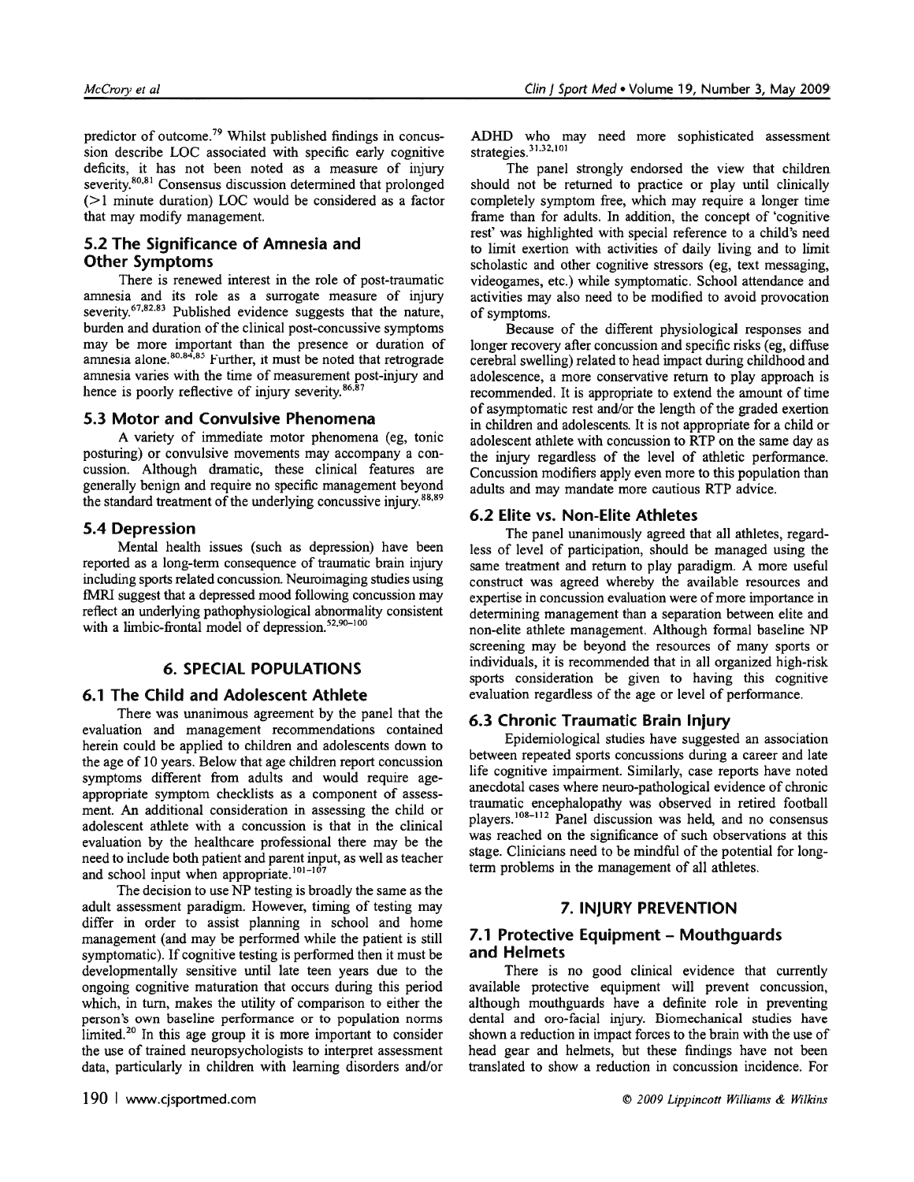predictor of outcome.[79] Whilst published findings in concussion describe LOC associated with specific early cognitive deficits, it has not been noted as a measure of injury severity.[80,81] Consensus discussion determined that prolonged (>1 minute duration) LOC would be considered as a factor that may modify management.

### 5.2 The Significance of Amnesia and Other Symptoms

There is renewed interest in the role of post-traumatic amnesia and its role as a surrogate measure of injury severity.[67,82,83] Published evidence suggests that the nature, burden and duration of the clinical post-concussive symptoms may be more important than the presence or duration of amnesia alone.[80,84,85] Further, it must be noted that retrograde amnesia varies with the time of measurement post-injury and hence is poorly reflective of injury severity.[86,87]

### 5.3 Motor and Convulsive Phenomena

A variety of immediate motor phenomena (eg, tonic posturing) or convulsive movements may accompany a concussion. Although dramatic, these clinical features are generally benign and require no specific management beyond the standard treatment of the underlying concussive injury.[88,89]

### 5.4 Depression

Mental health issues (such as depression) have been reported as a long-term consequence of traumatic brain injury including sports related concussion. Neuroimaging studies using fMRI suggest that a depressed mood following concussion may reflect an underlying pathophysiological abnormality consistent with a limbic-frontal model of depression.[52,90–100]

## 6. SPECIAL POPULATIONS

### 6.1 The Child and Adolescent Athlete

There was unanimous agreement by the panel that the evaluation and management recommendations contained herein could be applied to children and adolescents down to the age of 10 years. Below that age children report concussion symptoms different from adults and would require age-appropriate symptom checklists as a component of assessment. An additional consideration in assessing the child or adolescent athlete with a concussion is that in the clinical evaluation by the healthcare professional there may be the need to include both patient and parent input, as well as teacher and school input when appropriate.[101–107]

The decision to use NP testing is broadly the same as the adult assessment paradigm. However, timing of testing may differ in order to assist planning in school and home management (and may be performed while the patient is still symptomatic). If cognitive testing is performed then it must be developmentally sensitive until late teen years due to the ongoing cognitive maturation that occurs during this period which, in turn, makes the utility of comparison to either the person's own baseline performance or to population norms limited.[20] In this age group it is more important to consider the use of trained neuropsychologists to interpret assessment data, particularly in children with learning disorders and/or ADHD who may need more sophisticated assessment strategies.[31,32,101]

The panel strongly endorsed the view that children should not be returned to practice or play until clinically completely symptom free, which may require a longer time frame than for adults. In addition, the concept of 'cognitive rest' was highlighted with special reference to a child's need to limit exertion with activities of daily living and to limit scholastic and other cognitive stressors (eg, text messaging, videogames, etc.) while symptomatic. School attendance and activities may also need to be modified to avoid provocation of symptoms.

Because of the different physiological responses and longer recovery after concussion and specific risks (eg, diffuse cerebral swelling) related to head impact during childhood and adolescence, a more conservative return to play approach is recommended. It is appropriate to extend the amount of time of asymptomatic rest and/or the length of the graded exertion in children and adolescents. It is not appropriate for a child or adolescent athlete with concussion to RTP on the same day as the injury regardless of the level of athletic performance. Concussion modifiers apply even more to this population than adults and may mandate more cautious RTP advice.

### 6.2 Elite vs. Non-Elite Athletes

The panel unanimously agreed that all athletes, regardless of level of participation, should be managed using the same treatment and return to play paradigm. A more useful construct was agreed whereby the available resources and expertise in concussion evaluation were of more importance in determining management than a separation between elite and non-elite athlete management. Although formal baseline NP screening may be beyond the resources of many sports or individuals, it is recommended that in all organized high-risk sports consideration be given to having this cognitive evaluation regardless of the age or level of performance.

### 6.3 Chronic Traumatic Brain Injury

Epidemiological studies have suggested an association between repeated sports concussions during a career and late life cognitive impairment. Similarly, case reports have noted anecdotal cases where neuro-pathological evidence of chronic traumatic encephalopathy was observed in retired football players.[108–112] Panel discussion was held, and no consensus was reached on the significance of such observations at this stage. Clinicians need to be mindful of the potential for long-term problems in the management of all athletes.

## 7. INJURY PREVENTION

### 7.1 Protective Equipment – Mouthguards and Helmets

There is no good clinical evidence that currently available protective equipment will prevent concussion, although mouthguards have a definite role in preventing dental and oro-facial injury. Biomechanical studies have shown a reduction in impact forces to the brain with the use of head gear and helmets, but these findings have not been translated to show a reduction in concussion incidence. For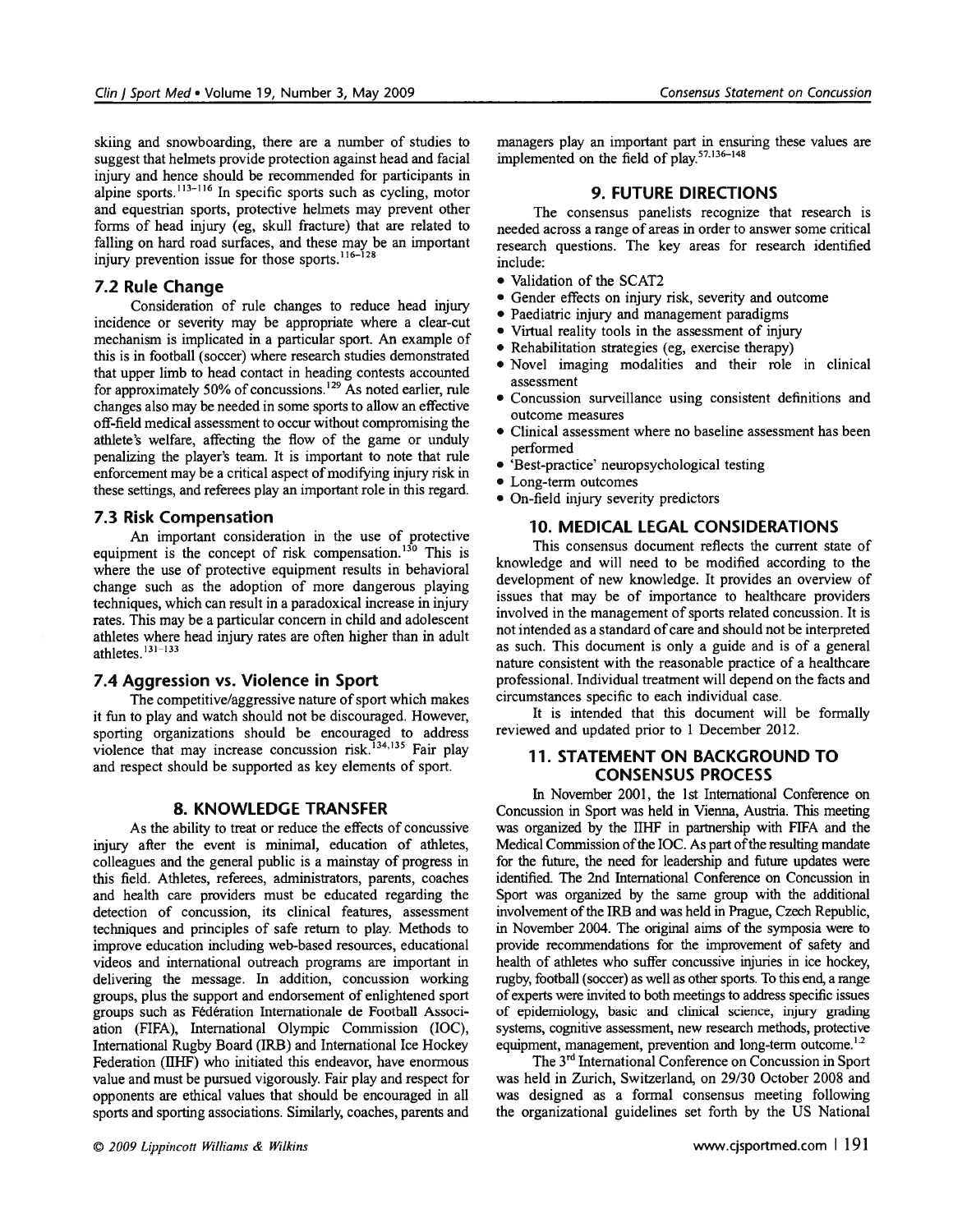skiing and snowboarding, there are a number of studies to suggest that helmets provide protection against head and facial injury and hence should be recommended for participants in alpine sports.[113–116] In specific sports such as cycling, motor and equestrian sports, protective helmets may prevent other forms of head injury (eg, skull fracture) that are related to falling on hard road surfaces, and these may be an important injury prevention issue for those sports.[116–128]

### 7.2 Rule Change

Consideration of rule changes to reduce head injury incidence or severity may be appropriate where a clear-cut mechanism is implicated in a particular sport. An example of this is in football (soccer) where research studies demonstrated that upper limb to head contact in heading contests accounted for approximately 50% of concussions.[129] As noted earlier, rule changes also may be needed in some sports to allow an effective off-field medical assessment to occur without compromising the athlete's welfare, affecting the flow of the game or unduly penalizing the player's team. It is important to note that rule enforcement may be a critical aspect of modifying injury risk in these settings, and referees play an important role in this regard.

### 7.3 Risk Compensation

An important consideration in the use of protective equipment is the concept of risk compensation.[130] This is where the use of protective equipment results in behavioral change such as the adoption of more dangerous playing techniques, which can result in a paradoxical increase in injury rates. This may be a particular concern in child and adolescent athletes where head injury rates are often higher than in adult athletes.[131–133]

### 7.4 Aggression vs. Violence in Sport

The competitive/aggressive nature of sport which makes it fun to play and watch should not be discouraged. However, sporting organizations should be encouraged to address violence that may increase concussion risk.[134,135] Fair play and respect should be supported as key elements of sport.

## 8. KNOWLEDGE TRANSFER

As the ability to treat or reduce the effects of concussive injury after the event is minimal, education of athletes, colleagues and the general public is a mainstay of progress in this field. Athletes, referees, administrators, parents, coaches and health care providers must be educated regarding the detection of concussion, its clinical features, assessment techniques and principles of safe return to play. Methods to improve education including web-based resources, educational videos and international outreach programs are important in delivering the message. In addition, concussion working groups, plus the support and endorsement of enlightened sport groups such as Fédération Internationale de Football Association (FIFA), International Olympic Commission (IOC), International Rugby Board (IRB) and International Ice Hockey Federation (IIHF) who initiated this endeavor, have enormous value and must be pursued vigorously. Fair play and respect for opponents are ethical values that should be encouraged in all sports and sporting associations. Similarly, coaches, parents and managers play an important part in ensuring these values are implemented on the field of play.[57,136–148]

## 9. FUTURE DIRECTIONS

The consensus panelists recognize that research is needed across a range of areas in order to answer some critical research questions. The key areas for research identified include:

- Validation of the SCAT2
- Gender effects on injury risk, severity and outcome
- Paediatric injury and management paradigms
- Virtual reality tools in the assessment of injury
- Rehabilitation strategies (eg, exercise therapy)
- Novel imaging modalities and their role in clinical assessment
- Concussion surveillance using consistent definitions and outcome measures
- Clinical assessment where no baseline assessment has been performed
- 'Best-practice' neuropsychological testing
- Long-term outcomes
- On-field injury severity predictors

## 10. MEDICAL LEGAL CONSIDERATIONS

This consensus document reflects the current state of knowledge and will need to be modified according to the development of new knowledge. It provides an overview of issues that may be of importance to healthcare providers involved in the management of sports related concussion. It is not intended as a standard of care and should not be interpreted as such. This document is only a guide and is of a general nature consistent with the reasonable practice of a healthcare professional. Individual treatment will depend on the facts and circumstances specific to each individual case.

It is intended that this document will be formally reviewed and updated prior to 1 December 2012.

## 11. STATEMENT ON BACKGROUND TO CONSENSUS PROCESS

In November 2001, the 1st International Conference on Concussion in Sport was held in Vienna, Austria. This meeting was organized by the IIHF in partnership with FIFA and the Medical Commission of the IOC. As part of the resulting mandate for the future, the need for leadership and future updates were identified. The 2nd International Conference on Concussion in Sport was organized by the same group with the additional involvement of the IRB and was held in Prague, Czech Republic, in November 2004. The original aims of the symposia were to provide recommendations for the improvement of safety and health of athletes who suffer concussive injuries in ice hockey, rugby, football (soccer) as well as other sports. To this end, a range of experts were invited to both meetings to address specific issues of epidemiology, basic and clinical science, injury grading systems, cognitive assessment, new research methods, protective equipment, management, prevention and long-term outcome.[1,2]

The 3rd International Conference on Concussion in Sport was held in Zurich, Switzerland, on 29/30 October 2008 and was designed as a formal consensus meeting following the organizational guidelines set forth by the US National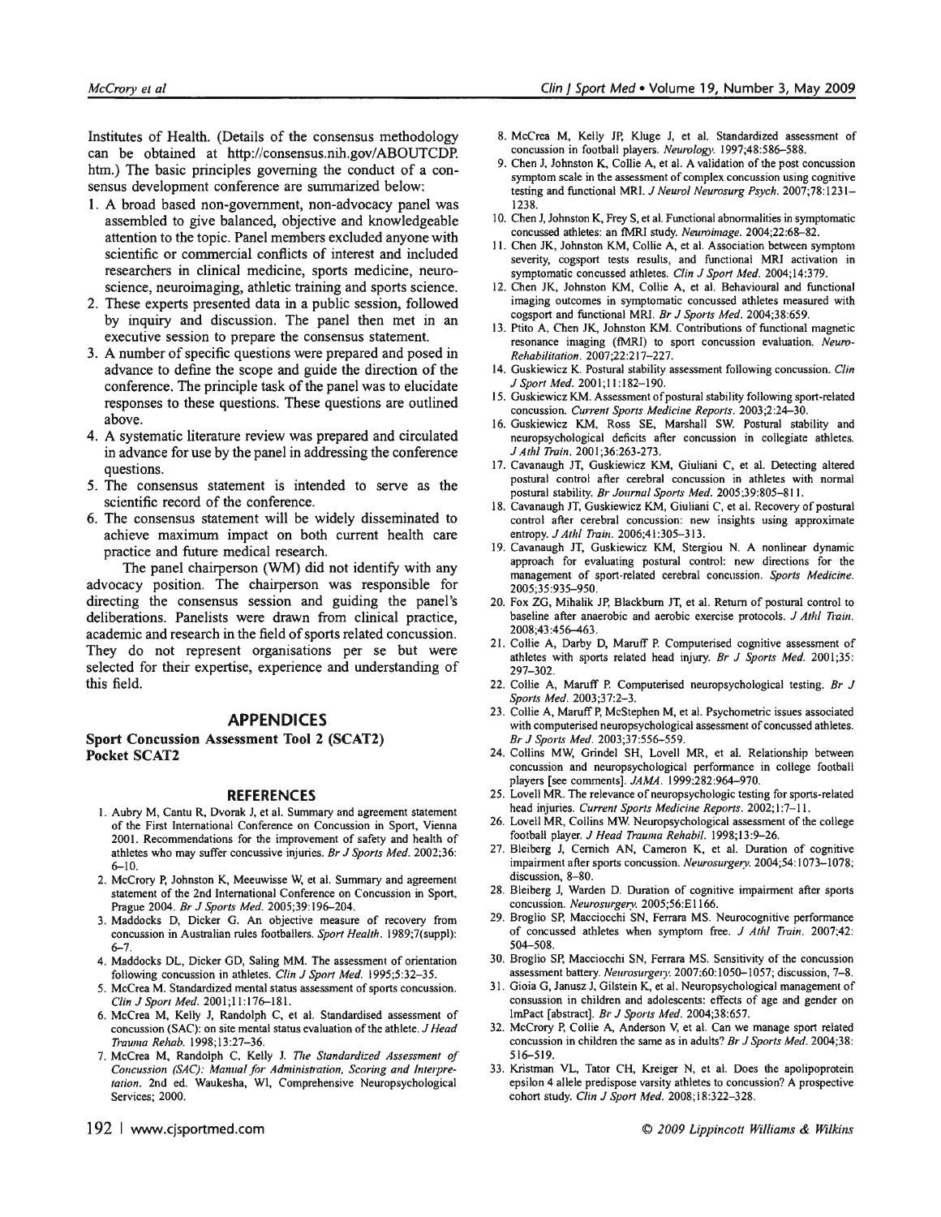Institutes of Health. (Details of the consensus methodology can be obtained at http://consensus.nih.gov/ABOUTCDP.htm.) The basic principles governing the conduct of a consensus development conference are summarized below:

1. A broad based non-government, non-advocacy panel was assembled to give balanced, objective and knowledgeable attention to the topic. Panel members excluded anyone with scientific or commercial conflicts of interest and included researchers in clinical medicine, sports medicine, neuroscience, neuroimaging, athletic training and sports science.
2. These experts presented data in a public session, followed by inquiry and discussion. The panel then met in an executive session to prepare the consensus statement.
3. A number of specific questions were prepared and posed in advance to define the scope and guide the direction of the conference. The principle task of the panel was to elucidate responses to these questions. These questions are outlined above.
4. A systematic literature review was prepared and circulated in advance for use by the panel in addressing the conference questions.
5. The consensus statement is intended to serve as the scientific record of the conference.
6. The consensus statement will be widely disseminated to achieve maximum impact on both current health care practice and future medical research.

The panel chairperson (WM) did not identify with any advocacy position. The chairperson was responsible for directing the consensus session and guiding the panel's deliberations. Panelists were drawn from clinical practice, academic and research in the field of sports related concussion. They do not represent organisations per se but were selected for their expertise, experience and understanding of this field.

## APPENDICES

**Sport Concussion Assessment Tool 2 (SCAT2)**
**Pocket SCAT2**

## REFERENCES

1. Aubry M, Cantu R, Dvorak J, et al. Summary and agreement statement of the First International Conference on Concussion in Sport, Vienna 2001. Recommendations for the improvement of safety and health of athletes who may suffer concussive injuries. *Br J Sports Med*. 2002;36:6–10.
2. McCrory P, Johnston K, Meeuwisse W, et al. Summary and agreement statement of the 2nd International Conference on Concussion in Sport, Prague 2004. *Br J Sports Med*. 2005;39:196–204.
3. Maddocks D, Dicker G. An objective measure of recovery from concussion in Australian rules footballers. *Sport Health*. 1989;7(suppl):6–7.
4. Maddocks DL, Dicker GD, Saling MM. The assessment of orientation following concussion in athletes. *Clin J Sport Med*. 1995;5:32–35.
5. McCrea M. Standardized mental status assessment of sports concussion. *Clin J Sport Med*. 2001;11:176–181.
6. McCrea M, Kelly J, Randolph C, et al. Standardised assessment of concussion (SAC): on site mental status evaluation of the athlete. *J Head Trauma Rehab*. 1998;13:27–36.
7. McCrea M, Randolph C, Kelly J. *The Standardized Assessment of Concussion (SAC): Manual for Administration, Scoring and Interpretation*. 2nd ed. Waukesha, WI, Comprehensive Neuropsychological Services; 2000.
8. McCrea M, Kelly JP, Kluge J, et al. Standardized assessment of concussion in football players. *Neurology*. 1997;48:586–588.
9. Chen J, Johnston K, Collie A, et al. A validation of the post concussion symptom scale in the assessment of complex concussion using cognitive testing and functional MRI. *J Neurol Neurosurg Psych*. 2007;78:1231–1238.
10. Chen J, Johnston K, Frey S, et al. Functional abnormalities in symptomatic concussed athletes: an fMRI study. *Neuroimage*. 2004;22:68–82.
11. Chen JK, Johnston KM, Collie A, et al. Association between symptom severity, cogsport tests results, and functional MRI activation in symptomatic concussed athletes. *Clin J Sport Med*. 2004;14:379.
12. Chen JK, Johnston KM, Collie A, et al. Behavioural and functional imaging outcomes in symptomatic concussed athletes measured with cogsport and functional MRI. *Br J Sports Med*. 2004;38:659.
13. Ptito A, Chen JK, Johnston KM. Contributions of functional magnetic resonance imaging (fMRI) to sport concussion evaluation. *NeuroRehabilitation*. 2007;22:217–227.
14. Guskiewicz K. Postural stability assessment following concussion. *Clin J Sport Med*. 2001;11:182–190.
15. Guskiewicz KM. Assessment of postural stability following sport-related concussion. *Current Sports Medicine Reports*. 2003;2:24–30.
16. Guskiewicz KM, Ross SE, Marshall SW. Postural stability and neuropsychological deficits after concussion in collegiate athletes. *J Athl Train*. 2001;36:263–273.
17. Cavanaugh JT, Guskiewicz KM, Giuliani C, et al. Detecting altered postural control after cerebral concussion in athletes with normal postural stability. *Br Journal Sports Med*. 2005;39:805–811.
18. Cavanaugh JT, Guskiewicz KM, Giuliani C, et al. Recovery of postural control after cerebral concussion: new insights using approximate entropy. *J Athl Train*. 2006;41:305–313.
19. Cavanaugh JT, Guskiewicz KM, Stergiou N. A nonlinear dynamic approach for evaluating postural control: new directions for the management of sport-related cerebral concussion. *Sports Medicine*. 2005;35:935–950.
20. Fox ZG, Mihalik JP, Blackburn JT, et al. Return of postural control to baseline after anaerobic and aerobic exercise protocols. *J Athl Train*. 2008;43:456–463.
21. Collie A, Darby D, Maruff P. Computerised cognitive assessment of athletes with sports related head injury. *Br J Sports Med*. 2001;35:297–302.
22. Collie A, Maruff P. Computerised neuropsychological testing. *Br J Sports Med*. 2003;37:2–3.
23. Collie A, Maruff P, McStephen M, et al. Psychometric issues associated with computerised neuropsychological assessment of concussed athletes. *Br J Sports Med*. 2003;37:556–559.
24. Collins MW, Grindel SH, Lovell MR, et al. Relationship between concussion and neuropsychological performance in college football players [see comments]. *JAMA*. 1999:282:964–970.
25. Lovell MR. The relevance of neuropsychologic testing for sports-related head injuries. *Current Sports Medicine Reports*. 2002;1:7–11.
26. Lovell MR, Collins MW. Neuropsychological assessment of the college football player. *J Head Trauma Rehabil*. 1998;13:9–26.
27. Bleiberg J, Cernich AN, Cameron K, et al. Duration of cognitive impairment after sports concussion. *Neurosurgery*. 2004;54:1073–1078; discussion, 8–80.
28. Bleiberg J, Warden D. Duration of cognitive impairment after sports concussion. *Neurosurgery*. 2005;56:E1166.
29. Broglio SP, Macciocchi SN, Ferrara MS. Neurocognitive performance of concussed athletes when symptom free. *J Athl Train*. 2007;42:504–508.
30. Broglio SP, Macciocchi SN, Ferrara MS. Sensitivity of the concussion assessment battery. *Neurosurgery*. 2007;60:1050–1057; discussion, 7–8.
31. Gioia G, Janusz J, Gilstein K, et al. Neuropsychological management of consussion in children and adolescents: effects of age and gender on ImPact [abstract]. *Br J Sports Med*. 2004;38:657.
32. McCrory P, Collie A, Anderson V, et al. Can we manage sport related concussion in children the same as in adults? *Br J Sports Med*. 2004;38:516–519.
33. Kristman VL, Tator CH, Kreiger N, et al. Does the apolipoprotein epsilon 4 allele predispose varsity athletes to concussion? A prospective cohort study. *Clin J Sport Med*. 2008;18:322–328.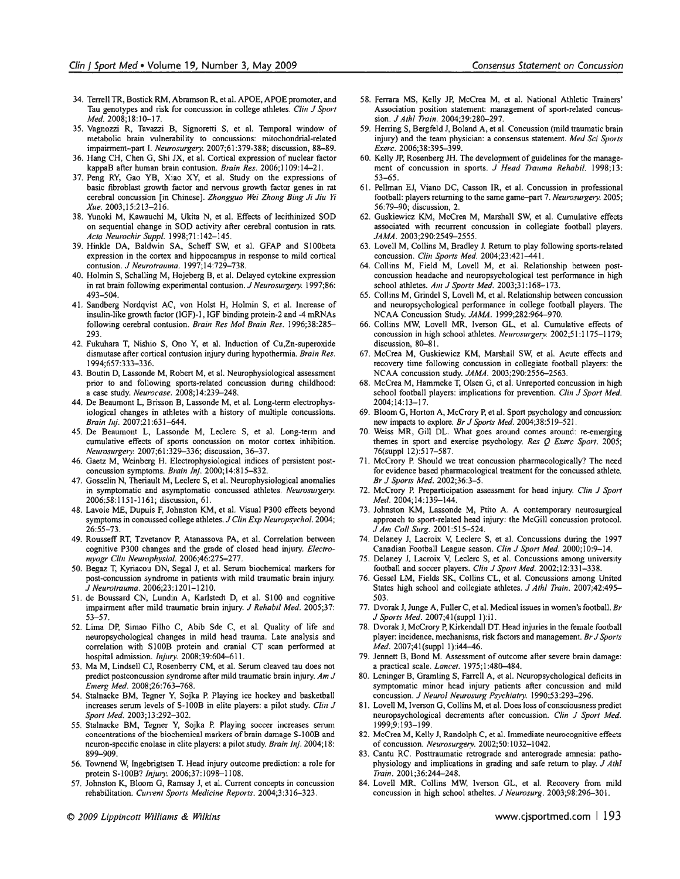34. Terrell TR, Bostick RM, Abramson R, et al. APOE, APOE promoter, and Tau genotypes and risk for concussion in college athletes. *Clin J Sport Med.* 2008;18:10–17.
35. Vagnozzi R, Tavazzi B, Signoretti S, et al. Temporal window of metabolic brain vulnerability to concussions: mitochondrial-related impairment–part I. *Neurosurgery.* 2007;61:379-388; discussion, 88–89.
36. Hang CH, Chen G, Shi JX, et al. Cortical expression of nuclear factor kappaB after human brain contusion. *Brain Res.* 2006;1109:14–21.
37. Peng RY, Gao YB, Xiao XY, et al. Study on the expressions of basic fibroblast growth factor and nervous growth factor genes in rat cerebral concussion [in Chinese]. *Zhongguo Wei Zhong Bing Ji Jiu Yi Xue.* 2003;15:213–216.
38. Yunoki M, Kawauchi M, Ukita N, et al. Effects of lecithinized SOD on sequential change in SOD activity after cerebral contusion in rats. *Acta Neurochir Suppl.* 1998;71:142–145.
39. Hinkle DA, Baldwin SA, Scheff SW, et al. GFAP and S100beta expression in the cortex and hippocampus in response to mild cortical contusion. *J Neurotrauma.* 1997;14:729–738.
40. Holmin S, Schalling M, Hojeberg B, et al. Delayed cytokine expression in rat brain following experimental contusion. *J Neurosurgery.* 1997;86: 493–504.
41. Sandberg Nordqvist AC, von Holst H, Holmin S, et al. Increase of insulin-like growth factor (IGF)-1, IGF binding protein-2 and -4 mRNAs following cerebral contusion. *Brain Res Mol Brain Res.* 1996;38:285–293.
42. Fukuhara T, Nishio S, Ono Y, et al. Induction of Cu,Zn-superoxide dismutase after cortical contusion injury during hypothermia. *Brain Res.* 1994;657:333–336.
43. Boutin D, Lassonde M, Robert M, et al. Neurophysiological assessment prior to and following sports-related concussion during childhood: a case study. *Neurocase.* 2008;14:239–248.
44. De Beaumont L, Brisson B, Lassonde M, et al. Long-term electrophysiological changes in athletes with a history of multiple concussions. *Brain Inj.* 2007;21:631–644.
45. De Beaumont L, Lassonde M, Leclerc S, et al. Long-term and cumulative effects of sports concussion on motor cortex inhibition. *Neurosurgery.* 2007;61:329–336; discussion, 36–37.
46. Gaetz M, Weinberg H. Electrophysiological indices of persistent post-concussion symptoms. *Brain Inj.* 2000;14:815–832.
47. Gosselin N, Theriault M, Leclerc S, et al. Neurophysiological anomalies in symptomatic and asymptomatic concussed athletes. *Neurosurgery.* 2006;58:1151-1161; discussion, 61.
48. Lavoie ME, Dupuis F, Johnston KM, et al. Visual P300 effects beyond symptoms in concussed college athletes. *J Clin Exp Neuropsychol.* 2004; 26:55–73.
49. Rousseff RT, Tzvetanov P, Atanassova PA, et al. Correlation between cognitive P300 changes and the grade of closed head injury. *Electromyogr Clin Neurophysiol.* 2006;46:275–277.
50. Begaz T, Kyriacou DN, Segal J, et al. Serum biochemical markers for post-concussion syndrome in patients with mild traumatic brain injury. *J Neurotrauma.* 2006;23:1201–1210.
51. de Boussard CN, Lundin A, Karlstedt D, et al. S100 and cognitive impairment after mild traumatic brain injury. *J Rehabil Med.* 2005;37: 53–57.
52. Lima DP, Simao Filho C, Abib Sde C, et al. Quality of life and neuropsychological changes in mild head trauma. Late analysis and correlation with S100B protein and cranial CT scan performed at hospital admission. *Injury.* 2008;39:604–611.
53. Ma M, Lindsell CJ, Rosenberry CM, et al. Serum cleaved tau does not predict postconcussion syndrome after mild traumatic brain injury. *Am J Emerg Med.* 2008;26:763–768.
54. Stalnacke BM, Tegner Y, Sojka P. Playing ice hockey and basketball increases serum levels of S-100B in elite players: a pilot study. *Clin J Sport Med.* 2003;13:292–302.
55. Stalnacke BM, Tegner Y, Sojka P. Playing soccer increases serum concentrations of the biochemical markers of brain damage S-100B and neuron-specific enolase in elite players: a pilot study. *Brain Inj.* 2004;18: 899–909.
56. Townend W, Ingebrigtsen T. Head injury outcome prediction: a role for protein S-100B? *Injury.* 2006;37:1098–1108.
57. Johnston K, Bloom G, Ramsay J, et al. Current concepts in concussion rehabilitation. *Current Sports Medicine Reports.* 2004;3:316–323.
58. Ferrara MS, Kelly JP, McCrea M, et al. National Athletic Trainers' Association position statement: management of sport-related concussion. *J Athl Train.* 2004;39:280–297.
59. Herring S, Bergfeld J, Boland A, et al. Concussion (mild traumatic brain injury) and the team physician: a consensus statement. *Med Sci Sports Exerc.* 2006;38:395–399.
60. Kelly JP, Rosenberg JH. The development of guidelines for the management of concussion in sports. *J Head Trauma Rehabil.* 1998;13: 53–65.
61. Pellman EJ, Viano DC, Casson IR, et al. Concussion in professional football: players returning to the same game–part 7. *Neurosurgery.* 2005; 56:79–90; discussion, 2.
62. Guskiewicz KM, McCrea M, Marshall SW, et al. Cumulative effects associated with recurrent concussion in collegiate football players. *JAMA.* 2003;290:2549–2555.
63. Lovell M, Collins M, Bradley J. Return to play following sports-related concussion. *Clin Sports Med.* 2004;23:421–441.
64. Collins M, Field M, Lovell M, et al. Relationship between post-concussion headache and neuropsychological test performance in high school athletes. *Am J Sports Med.* 2003;31:168–173.
65. Collins M, Grindel S, Lovell M, et al. Relationship between concussion and neuropsychological performance in college football players. The NCAA Concussion Study. *JAMA.* 1999;282:964–970.
66. Collins MW, Lovell MR, Iverson GL, et al. Cumulative effects of concussion in high school athletes. *Neurosurgery.* 2002;51:1175–1179; discussion, 80–81.
67. McCrea M, Guskiewicz KM, Marshall SW, et al. Acute effects and recovery time following concussion in collegiate football players: the NCAA concussion study. *JAMA.* 2003;290:2556–2563.
68. McCrea M, Hammeke T, Olsen G, et al. Unreported concussion in high school football players: implications for prevention. *Clin J Sport Med.* 2004;14:13–17.
69. Bloom G, Horton A, McCrory P, et al. Sport psychology and concussion: new impacts to explore. *Br J Sports Med.* 2004;38:519–521.
70. Weiss MR, Gill DL. What goes around comes around: re-emerging themes in sport and exercise psychology. *Res Q Exerc Sport.* 2005; 76(suppl 12):517–587.
71. McCrory P. Should we treat concussion pharmacologically? The need for evidence based pharmacological treatment for the concussed athlete. *Br J Sports Med.* 2002;36:3–5.
72. McCrory P. Preparticipation assessment for head injury. *Clin J Sport Med.* 2004;14:139–144.
73. Johnston KM, Lassonde M, Ptito A. A contemporary neurosurgical approach to sport-related head injury: the McGill concussion protocol. *J Am Coll Surg.* 2001:515–524.
74. Delaney J, Lacroix V, Leclerc S, et al. Concussions during the 1997 Canadian Football League season. *Clin J Sport Med.* 2000;10:9–14.
75. Delaney J, Lacroix V, Leclerc S, et al. Concussions among university football and soccer players. *Clin J Sport Med.* 2002;12:331–338.
76. Gessel LM, Fields SK, Collins CL, et al. Concussions among United States high school and collegiate athletes. *J Athl Train.* 2007;42:495–503.
77. Dvorak J, Junge A, Fuller C, et al. Medical issues in women's football. *Br J Sports Med.* 2007;41(suppl 1):i1.
78. Dvorak J, McCrory P, Kirkendall DT. Head injuries in the female football player: incidence, mechanisms, risk factors and management. *Br J Sports Med.* 2007;41(suppl 1):i44–46.
79. Jennett B, Bond M. Assessment of outcome after severe brain damage: a practical scale. *Lancet.* 1975;1:480–484.
80. Leninger B, Gramling S, Farrell A, et al. Neuropsychological deficits in symptomatic minor head injury patients after concussion and mild concussion. *J Neurol Neurosurg Psychiatry.* 1990;53:293–296.
81. Lovell M, Iverson G, Collins M, et al. Does loss of consciousness predict neuropsychological decrements after concussion. *Clin J Sport Med.* 1999;9:193–199.
82. McCrea M, Kelly J, Randolph C, et al. Immediate neurocognitive effects of concussion. *Neurosurgery.* 2002;50:1032–1042.
83. Cantu RC. Posttraumatic retrograde and anterograde amnesia: pathophysiology and implications in grading and safe return to play. *J Athl Train.* 2001;36:244–248.
84. Lovell MR, Collins MW, Iverson GL, et al. Recovery from mild concussion in high school atheltes. *J Neurosurg.* 2003;98:296–301.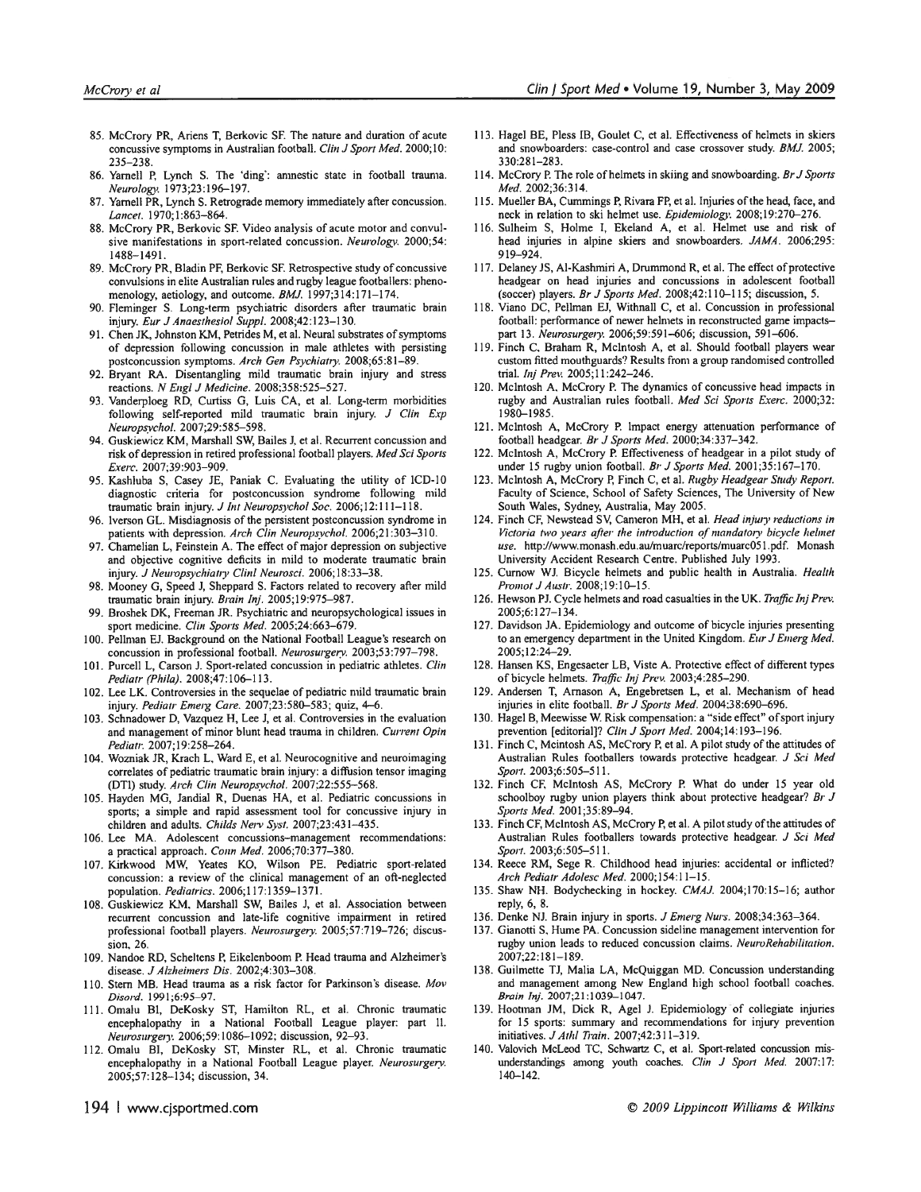85. McCrory PR, Ariens T, Berkovic SF. The nature and duration of acute concussive symptoms in Australian football. *Clin J Sport Med.* 2000;10: 235–238.
86. Yarnell P, Lynch S. The 'ding': amnestic state in football trauma. *Neurology.* 1973;23:196–197.
87. Yarnell PR, Lynch S. Retrograde memory immediately after concussion. *Lancet.* 1970;1:863–864.
88. McCrory PR, Berkovic SF. Video analysis of acute motor and convulsive manifestations in sport-related concussion. *Neurology.* 2000;54: 1488–1491.
89. McCrory PR, Bladin PF, Berkovic SF. Retrospective study of concussive convulsions in elite Australian rules and rugby league footballers: phenomenology, aetiology, and outcome. *BMJ.* 1997;314:171–174.
90. Fleminger S. Long-term psychiatric disorders after traumatic brain injury. *Eur J Anaesthesiol Suppl.* 2008;42:123–130.
91. Chen JK, Johnston KM, Petrides M, et al. Neural substrates of symptoms of depression following concussion in male athletes with persisting postconcussion symptoms. *Arch Gen Psychiatry.* 2008;65:81–89.
92. Bryant RA. Disentangling mild traumatic brain injury and stress reactions. *N Engl J Medicine.* 2008;358:525–527.
93. Vanderploeg RD, Curtiss G, Luis CA, et al. Long-term morbidities following self-reported mild traumatic brain injury. *J Clin Exp Neuropsychol.* 2007;29:585–598.
94. Guskiewicz KM, Marshall SW, Bailes J, et al. Recurrent concussion and risk of depression in retired professional football players. *Med Sci Sports Exerc.* 2007;39:903–909.
95. Kashluba S, Casey JE, Paniak C. Evaluating the utility of ICD-10 diagnostic criteria for postconcussion syndrome following mild traumatic brain injury. *J Int Neuropsychol Soc.* 2006;12:111–118.
96. Iverson GL. Misdiagnosis of the persistent postconcussion syndrome in patients with depression. *Arch Clin Neuropsychol.* 2006;21:303–310.
97. Chamelian L, Feinstein A. The effect of major depression on subjective and objective cognitive deficits in mild to moderate traumatic brain injury. *J Neuropsychiatry Clinl Neurosci.* 2006;18:33–38.
98. Mooney G, Speed J, Sheppard S. Factors related to recovery after mild traumatic brain injury. *Brain Inj.* 2005;19:975–987.
99. Broshek DK, Freeman JR. Psychiatric and neuropsychological issues in sport medicine. *Clin Sports Med.* 2005;24:663–679.
100. Pellman EJ. Background on the National Football League's research on concussion in professional football. *Neurosurgery.* 2003;53:797–798.
101. Purcell L, Carson J. Sport-related concussion in pediatric athletes. *Clin Pediatr (Phila).* 2008;47:106–113.
102. Lee LK. Controversies in the sequelae of pediatric mild traumatic brain injury. *Pediatr Emerg Care.* 2007;23:580–583; quiz, 4–6.
103. Schnadower D, Vazquez H, Lee J, et al. Controversies in the evaluation and management of minor blunt head trauma in children. *Current Opin Pediatr.* 2007;19:258–264.
104. Wozniak JR, Krach L, Ward E, et al. Neurocognitive and neuroimaging correlates of pediatric traumatic brain injury: a diffusion tensor imaging (DTI) study. *Arch Clin Neuropsychol.* 2007;22:555–568.
105. Hayden MG, Jandial R, Duenas HA, et al. Pediatric concussions in sports; a simple and rapid assessment tool for concussive injury in children and adults. *Childs Nerv Syst.* 2007;23:431–435.
106. Lee MA. Adolescent concussions–management recommendations: a practical approach. *Conn Med.* 2006;70:377–380.
107. Kirkwood MW, Yeates KO, Wilson PE. Pediatric sport-related concussion: a review of the clinical management of an oft-neglected population. *Pediatrics.* 2006;117:1359–1371.
108. Guskiewicz KM, Marshall SW, Bailes J, et al. Association between recurrent concussion and late-life cognitive impairment in retired professional football players. *Neurosurgery.* 2005;57:719–726; discussion, 26.
109. Nandoe RD, Scheltens P, Eikelenboom P. Head trauma and Alzheimer's disease. *J Alzheimers Dis.* 2002;4:303–308.
110. Stern MB. Head trauma as a risk factor for Parkinson's disease. *Mov Disord.* 1991;6:95–97.
111. Omalu BI, DeKosky ST, Hamilton RL, et al. Chronic traumatic encephalopathy in a National Football League player: part II. *Neurosurgery.* 2006;59:1086–1092; discussion, 92–93.
112. Omalu BI, DeKosky ST, Minster RL, et al. Chronic traumatic encephalopathy in a National Football League player. *Neurosurgery.* 2005;57:128–134; discussion, 34.
113. Hagel BE, Pless IB, Goulet C, et al. Effectiveness of helmets in skiers and snowboarders: case-control and case crossover study. *BMJ.* 2005; 330:281–283.
114. McCrory P. The role of helmets in skiing and snowboarding. *Br J Sports Med.* 2002;36:314.
115. Mueller BA, Cummings P, Rivara FP, et al. Injuries of the head, face, and neck in relation to ski helmet use. *Epidemiology.* 2008;19:270–276.
116. Sulheim S, Holme I, Ekeland A, et al. Helmet use and risk of head injuries in alpine skiers and snowboarders. *JAMA.* 2006:295: 919–924.
117. Delaney JS, Al-Kashmiri A, Drummond R, et al. The effect of protective headgear on head injuries and concussions in adolescent football (soccer) players. *Br J Sports Med.* 2008;42:110–115; discussion, 5.
118. Viano DC, Pellman EJ, Withnall C, et al. Concussion in professional football: performance of newer helmets in reconstructed game impacts–part 13. *Neurosurgery.* 2006;59:591–606; discussion, 591–606.
119. Finch C, Braham R, McIntosh A, et al. Should football players wear custom fitted mouthguards? Results from a group randomised controlled trial. *Inj Prev.* 2005;11:242–246.
120. McIntosh A. McCrory P. The dynamics of concussive head impacts in rugby and Australian rules football. *Med Sci Sports Exerc.* 2000;32: 1980–1985.
121. McIntosh A, McCrory P. Impact energy attenuation performance of football headgear. *Br J Sports Med.* 2000;34:337–342.
122. McIntosh A, McCrory P. Effectiveness of headgear in a pilot study of under 15 rugby union football. *Br J Sports Med.* 2001;35:167–170.
123. McIntosh A, McCrory P, Finch C, et al. *Rugby Headgear Study Report.* Faculty of Science, School of Safety Sciences, The University of New South Wales, Sydney, Australia, May 2005.
124. Finch CF, Newstead SV, Cameron MH, et al. *Head injury reductions in Victoria two years after the introduction of mandatory bicycle helmet use.* http://www.monash.edu.au/muarc/reports/muarc051.pdf. Monash University Accident Research Centre. Published July 1993.
125. Curnow WJ. Bicycle helmets and public health in Australia. *Health Promot J Austr.* 2008;19:10–15.
126. Hewson PJ. Cycle helmets and road casualties in the UK. *Traffic Inj Prev.* 2005;6:127–134.
127. Davidson JA. Epidemiology and outcome of bicycle injuries presenting to an emergency department in the United Kingdom. *Eur J Emerg Med.* 2005;12:24–29.
128. Hansen KS, Engesaeter LB, Viste A. Protective effect of different types of bicycle helmets. *Traffic Inj Prev.* 2003;4:285–290.
129. Andersen T, Arnason A, Engebretsen L, et al. Mechanism of head injuries in elite football. *Br J Sports Med.* 2004:38:690–696.
130. Hagel B, Meewisse W. Risk compensation: a "side effect" of sport injury prevention [editorial]? *Clin J Sport Med.* 2004;14:193–196.
131. Finch C, Mcintosh AS, McCrory P, et al. A pilot study of the attitudes of Australian Rules footballers towards protective headgear. *J Sci Med Sport.* 2003;6:505–511.
132. Finch CF, McIntosh AS, McCrory P. What do under 15 year old schoolboy rugby union players think about protective headgear? *Br J Sports Med.* 2001;35:89–94.
133. Finch CF, McIntosh AS, McCrory P, et al. A pilot study of the attitudes of Australian Rules footballers towards protective headgear. *J Sci Med Sport.* 2003;6:505–511.
134. Reece RM, Sege R. Childhood head injuries: accidental or inflicted? *Arch Pediatr Adolesc Med.* 2000;154:11–15.
135. Shaw NH. Bodychecking in hockey. *CMAJ.* 2004;170:15–16; author reply, 6, 8.
136. Denke NJ. Brain injury in sports. *J Emerg Nurs.* 2008;34:363–364.
137. Gianotti S, Hume PA. Concussion sideline management intervention for rugby union leads to reduced concussion claims. *NeuroRehabilitation.* 2007;22:181–189.
138. Guilmette TJ, Malia LA, McQuiggan MD. Concussion understanding and management among New England high school football coaches. *Brain Inj.* 2007;21:1039–1047.
139. Hootman JM, Dick R, Agel J. Epidemiology of collegiate injuries for 15 sports: summary and recommendations for injury prevention initiatives. *J Athl Train.* 2007;42:311–319.
140. Valovich McLeod TC, Schwartz C, et al. Sport-related concussion misunderstandings among youth coaches. *Clin J Sport Med.* 2007:17: 140–142.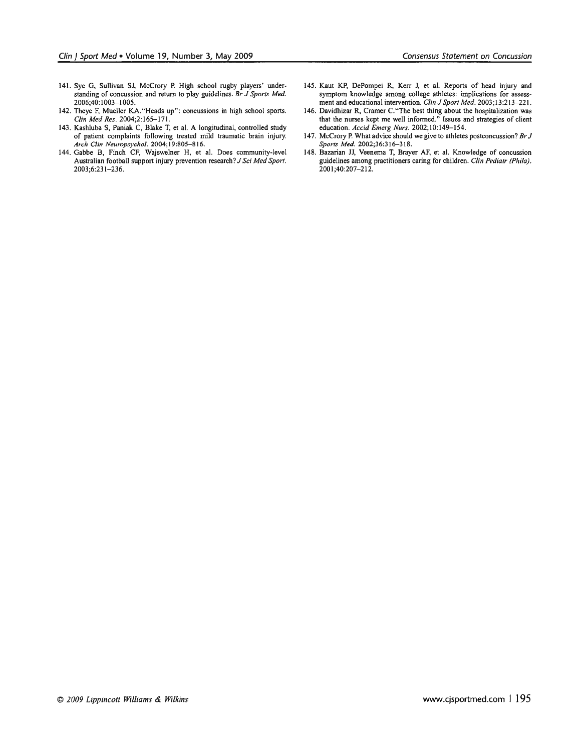141. Sye G, Sullivan SJ, McCrory P. High school rugby players' understanding of concussion and return to play guidelines. *Br J Sports Med.* 2006;40:1003–1005.
142. Theye F, Mueller KA."Heads up": concussions in high school sports. *Clin Med Res.* 2004;2:165–171.
143. Kashluba S, Paniak C, Blake T, et al. A longitudinal, controlled study of patient complaints following treated mild traumatic brain injury. *Arch Clin Neuropsychol.* 2004;19:805–816.
144. Gabbe B, Finch CF, Wajswelner H, et al. Does community-level Australian football support injury prevention research? *J Sci Med Sport.* 2003;6:231–236.
145. Kaut KP, DePompei R, Kerr J, et al. Reports of head injury and symptom knowledge among college athletes: implications for assessment and educational intervention. *Clin J Sport Med.* 2003;13:213–221.
146. Davidhizar R, Cramer C."The best thing about the hospitalization was that the nurses kept me well informed." Issues and strategies of client education. *Accid Emerg Nurs.* 2002;10:149–154.
147. McCrory P. What advice should we give to athletes postconcussion? *Br J Sports Med.* 2002;36:316–318.
148. Bazarian JJ, Veenema T, Brayer AF, et al. Knowledge of concussion guidelines among practitioners caring for children. *Clin Pediatr (Phila).* 2001;40:207–212.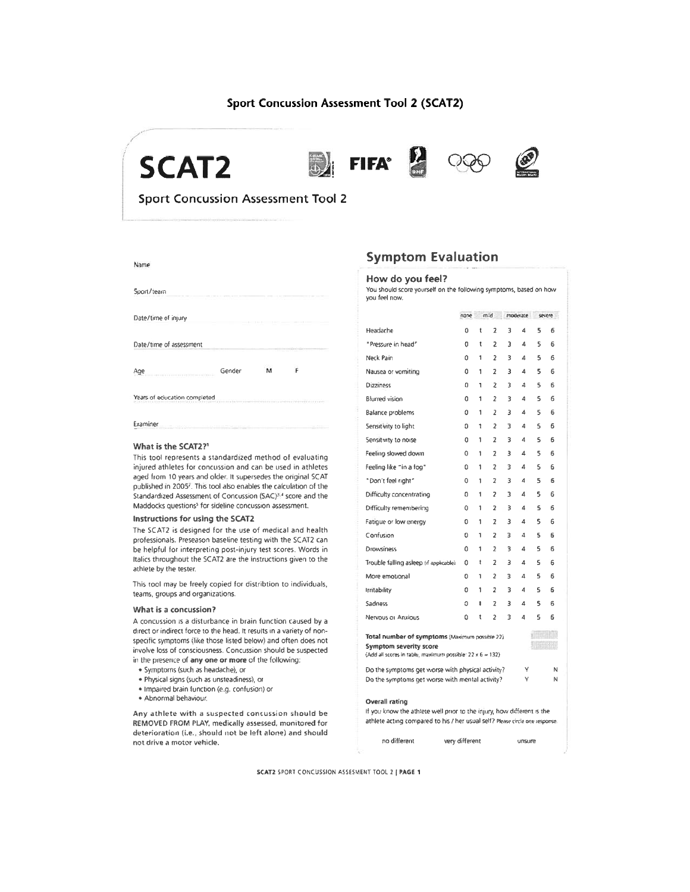## Sport Concussion Assessment Tool 2 (SCAT2)

# SCAT2

FIFA®

## Sport Concussion Assessment Tool 2

Name

Sport/team

Date/time of injury

Date/time of assessment

Age          Gender     M     F

Years of education completed

Examiner

### What is the SCAT2?[1]

This tool represents a standardized method of evaluating injured athletes for concussion and can be used in athletes aged from 10 years and older. It supersedes the original SCAT published in 2005[2]. This tool also enables the calculation of the Standardized Assessment of Concussion (SAC)[3,4] score and the Maddocks questions[5] for sideline concussion assessment.

### Instructions for using the SCAT2

The SCAT2 is designed for the use of medical and health professionals. Preseason baseline testing with the SCAT2 can be helpful for interpreting post-injury test scores. Words in Italics throughout the SCAT2 are the instructions given to the athlete by the tester.

This tool may be freely copied for distribtion to individuals, teams, groups and organizations.

### What is a concussion?

A concussion is a disturbance in brain function caused by a direct or indirect force to the head. It results in a variety of non-specific symptoms (like those listed below) and often does not involve loss of consciousness. Concussion should be suspected in the presence of **any one or more** of the following:

- Symptoms (such as headache), or
- Physical signs (such as unsteadiness), or
- Impaired brain function (e.g. confusion) or
- Abnormal behaviour.

**Any athlete with a suspected concussion should be REMOVED FROM PLAY, medically assessed, monitored for deterioration (i.e., should not be left alone) and should not drive a motor vehicle.**

## Symptom Evaluation

### How do you feel?

*You should score yourself on the following symptoms, based on how you feel now.*

| | none | mild | | moderate | | severe | |
|---|---|---|---|---|---|---|---|
| Headache | 0 | 1 | 2 | 3 | 4 | 5 | 6 |
| "Pressure in head" | 0 | 1 | 2 | 3 | 4 | 5 | 6 |
| Neck Pain | 0 | 1 | 2 | 3 | 4 | 5 | 6 |
| Nausea or vomiting | 0 | 1 | 2 | 3 | 4 | 5 | 6 |
| Dizziness | 0 | 1 | 2 | 3 | 4 | 5 | 6 |
| Blurred vision | 0 | 1 | 2 | 3 | 4 | 5 | 6 |
| Balance problems | 0 | 1 | 2 | 3 | 4 | 5 | 6 |
| Sensitivity to light | 0 | 1 | 2 | 3 | 4 | 5 | 6 |
| Sensitivity to noise | 0 | 1 | 2 | 3 | 4 | 5 | 6 |
| Feeling slowed down | 0 | 1 | 2 | 3 | 4 | 5 | 6 |
| Feeling like "in a fog" | 0 | 1 | 2 | 3 | 4 | 5 | 6 |
| "Don't feel right" | 0 | 1 | 2 | 3 | 4 | 5 | 6 |
| Difficulty concentrating | 0 | 1 | 2 | 3 | 4 | 5 | 6 |
| Difficulty remembering | 0 | 1 | 2 | 3 | 4 | 5 | 6 |
| Fatigue or low energy | 0 | 1 | 2 | 3 | 4 | 5 | 6 |
| Confusion | 0 | 1 | 2 | 3 | 4 | 5 | 6 |
| Drowsiness | 0 | 1 | 2 | 3 | 4 | 5 | 6 |
| Trouble falling asleep (if applicable) | 0 | 1 | 2 | 3 | 4 | 5 | 6 |
| More emotional | 0 | 1 | 2 | 3 | 4 | 5 | 6 |
| Irritability | 0 | 1 | 2 | 3 | 4 | 5 | 6 |
| Sadness | 0 | 1 | 2 | 3 | 4 | 5 | 6 |
| Nervous or Anxious | 0 | 1 | 2 | 3 | 4 | 5 | 6 |

**Total number of symptoms** (Maximum possible 22)

**Symptom severity score**
(Add all scores in table, maximum possible: 22 x 6 = 132)

Do the symptoms get worse with physical activity?     Y     N

Do the symptoms get worse with mental activity?     Y     N

**Overall rating**

If you know the athlete well prior to the injury, how different is the athlete acting compared to his / her usual self? Please circle one response.

no different     very different     unsure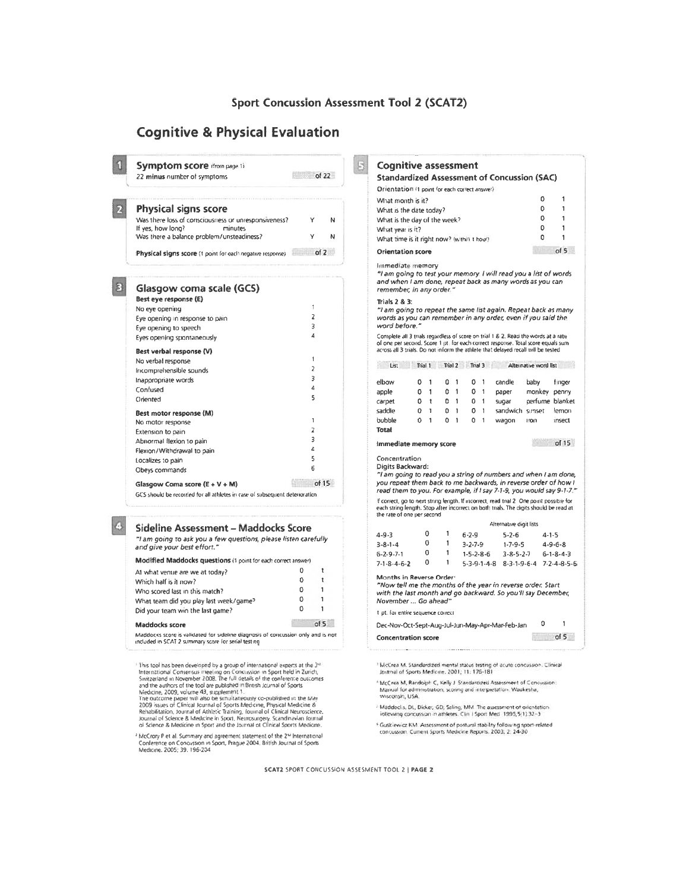# Sport Concussion Assessment Tool 2 (SCAT2)

## Cognitive & Physical Evaluation

### 1 Symptom score (from page 1)

22 minus number of symptoms — of 22

### 2 Physical signs score

| | | |
|---|---|---|
| Was there loss of consciousness or unresponsiveness? | Y | N |
| If yes, how long? minutes | | |
| Was there a balance problem/unsteadiness? | Y | N |

**Physical signs score** (1 point for each negative response) — of 2

### 3 Glasgow coma scale (GCS)

| | |
|---|---|
| **Best eye response (E)** | |
| No eye opening | 1 |
| Eye opening in response to pain | 2 |
| Eye opening to speech | 3 |
| Eyes opening spontaneously | 4 |
| **Best verbal response (V)** | |
| No verbal response | 1 |
| Incomprehensible sounds | 2 |
| Inappropriate words | 3 |
| Confused | 4 |
| Oriented | 5 |
| **Best motor response (M)** | |
| No motor response | 1 |
| Extension to pain | 2 |
| Abnormal flexion to pain | 3 |
| Flexion/Withdrawal to pain | 4 |
| Localizes to pain | 5 |
| Obeys commands | 6 |

**Glasgow Coma score (E + V + M)** — of 15

GCS should be recorded for all athletes in case of subsequent deterioration

### 4 Sideline Assessment – Maddocks Score

*"I am going to ask you a few questions, please listen carefully and give your best effort."*

**Modified Maddocks questions** (1 point for each correct answer)

| | | |
|---|---|---|
| At what venue are we at today? | 0 | 1 |
| Which half is it now? | 0 | 1 |
| Who scored last in this match? | 0 | 1 |
| What team did you play last week/game? | 0 | 1 |
| Did your team win the last game? | 0 | 1 |

**Maddocks score** — of 5

Maddocks score is validated for sideline diagnosis of concussion only and is not included in SCAT 2 summary score for serial testing.

### 5 Cognitive assessment

**Standardized Assessment of Concussion (SAC)**

Orientation (1 point for each correct answer)

| | | |
|---|---|---|
| What month is it? | 0 | 1 |
| What is the date today? | 0 | 1 |
| What is the day of the week? | 0 | 1 |
| What year is it? | 0 | 1 |
| What time is it right now? (within 1 hour) | 0 | 1 |

**Orientation score** — of 5

Immediate memory

*"I am going to test your memory. I will read you a list of words and when I am done, repeat back as many words as you can remember, in any order."*

**Trials 2 & 3:**

*"I am going to repeat the same list again. Repeat back as many words as you can remember in any order, even if you said the word before."*

Complete all 3 trials regardless of score on trial 1 & 2. Read the words at a rate of one per second. Score 1 pt. for each correct response. Total score equals sum across all 3 trials. Do not inform the athlete that delayed recall will be tested.

| List | Trial 1 | | Trial 2 | | Trial 3 | | Alternative word list | | |
|---|---|---|---|---|---|---|---|---|---|
| elbow | 0 | 1 | 0 | 1 | 0 | 1 | candle | baby | finger |
| apple | 0 | 1 | 0 | 1 | 0 | 1 | paper | monkey | penny |
| carpet | 0 | 1 | 0 | 1 | 0 | 1 | sugar | perfume | blanket |
| saddle | 0 | 1 | 0 | 1 | 0 | 1 | sandwich | sunset | lemon |
| bubble | 0 | 1 | 0 | 1 | 0 | 1 | wagon | iron | insect |
| **Total** | | | | | | | | | |

**Immediate memory score** — of 15

Concentration

**Digits Backward:**

*"I am going to read you a string of numbers and when I am done, you repeat them back to me backwards, in reverse order of how I read them to you. For example, if I say 7-1-9, you would say 9-1-7."*

If correct, go to next string length. If incorrect, read trial 2. One point possible for each string length. Stop after incorrect on both trials. The digits should be read at the rate of one per second.

| | | | Alternative digit lists | | |
|---|---|---|---|---|---|
| 4-9-3 | 0 | 1 | 6-2-9 | 5-2-6 | 4-1-5 |
| 3-8-1-4 | 0 | 1 | 3-2-7-9 | 1-7-9-5 | 4-9-6-8 |
| 6-2-9-7-1 | 0 | 1 | 1-5-2-8-6 | 3-8-5-2-7 | 6-1-8-4-3 |
| 7-1-8-4-6-2 | 0 | 1 | 5-3-9-1-4-8 | 8-3-1-9-6-4 | 7-2-4-8-5-6 |

**Months in Reverse Order:**

*"Now tell me the months of the year in reverse order. Start with the last month and go backward. So you'll say December, November ... Go ahead"*

1 pt. for entire sequence correct

| | | |
|---|---|---|
| Dec-Nov-Oct-Sept-Aug-Jul-Jun-May-Apr-Mar-Feb-Jan | 0 | 1 |

**Concentration score** — of 5

---

[1] This tool has been developed by a group of international experts at the 3rd International Consensus meeting on Concussion in Sport held in Zurich, Switzerland in November 2008. The full details of the conference outcomes and the authors of the tool are published in British Journal of Sports Medicine, 2009, volume 43, supplement 1.
The outcome paper will also be simultaneously co-published in the May 2009 issues of Clinical Journal of Sports Medicine, Physical Medicine & Rehabilitation, Journal of Athletic Training, Journal of Clinical Neuroscience, Journal of Science & Medicine in Sport, Neurosurgery, Scandinavian Journal of Science & Medicine in Sport and the Journal of Clinical Sports Medicine.

[2] McCrory P et al. Summary and agreement statement of the 2nd International Conference on Concussion in Sport, Prague 2004. British Journal of Sports Medicine. 2005; 39: 196-204

[3] McCrea M. Standardized mental status testing of acute concussion. Clinical Journal of Sports Medicine. 2001; 11: 176-181

[4] McCrea M, Randolph C, Kelly J. Standardized Assessment of Concussion: Manual for administration, scoring and interpretation. Waukesha, Wisconsin, USA.

[5] Maddocks, DL; Dicker, GD; Saling, MM. The assessment of orientation following concussion in athletes. Clin J Sport Med. 1995;5(1):32–3

[6] Guskiewicz KM. Assessment of postural stability following sport-related concussion. Current Sports Medicine Reports. 2003; 2: 24-30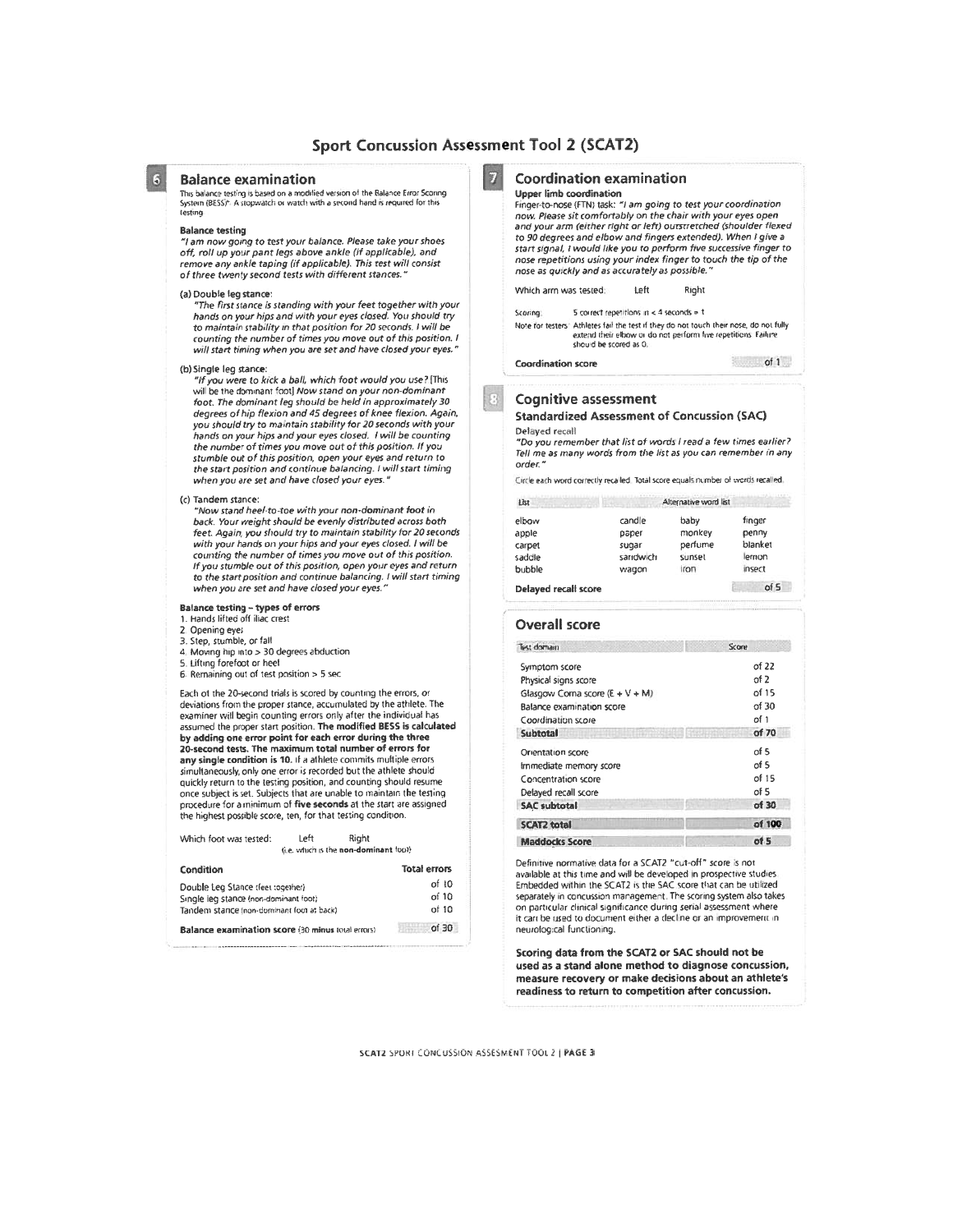# Sport Concussion Assessment Tool 2 (SCAT2)

## 6 Balance examination

This balance testing is based on a modified version of the Balance Error Scoring System (BESS)[5]. A stopwatch or watch with a second hand is required for this testing.

**Balance testing**

*"I am now going to test your balance. Please take your shoes off, roll up your pant legs above ankle (if applicable), and remove any ankle taping (if applicable). This test will consist of three twenty second tests with different stances."*

(a) Double leg stance:

*"The first stance is standing with your feet together with your hands on your hips and with your eyes closed. You should try to maintain stability in that position for 20 seconds. I will be counting the number of times you move out of this position. I will start timing when you are set and have closed your eyes."*

(b) Single leg stance:

*"If you were to kick a ball, which foot would you use?* [This will be the dominant foot] *Now stand on your non-dominant foot. The dominant leg should be held in approximately 30 degrees of hip flexion and 45 degrees of knee flexion. Again, you should try to maintain stability for 20 seconds with your hands on your hips and your eyes closed. I will be counting the number of times you move out of this position. If you stumble out of this position, open your eyes and return to the start position and continue balancing. I will start timing when you are set and have closed your eyes."*

(c) Tandem stance:

*"Now stand heel-to-toe with your non-dominant foot in back. Your weight should be evenly distributed across both feet. Again, you should try to maintain stability for 20 seconds with your hands on your hips and your eyes closed. I will be counting the number of times you move out of this position. If you stumble out of this position, open your eyes and return to the start position and continue balancing. I will start timing when you are set and have closed your eyes."*

**Balance testing – types of errors**

1. Hands lifted off iliac crest
2. Opening eyes
3. Step, stumble, or fall
4. Moving hip into > 30 degrees abduction
5. Lifting forefoot or heel
6. Remaining out of test position > 5 sec

Each of the 20-second trials is scored by counting the errors, or deviations from the proper stance, accumulated by the athlete. The examiner will begin counting errors only after the individual has assumed the proper start position. **The modified BESS is calculated by adding one error point for each error during the three 20-second tests. The maximum total number of errors for any single condition is 10.** If a athlete commits multiple errors simultaneously, only one error is recorded but the athlete should quickly return to the testing position, and counting should resume once subject is set. Subjects that are unable to maintain the testing procedure for a minimum of **five seconds** at the start are assigned the highest possible score, ten, for that testing condition.

Which foot was tested: Left Right
(i.e. which is the **non-dominant** foot)

| Condition | Total errors |
|---|---|
| Double Leg Stance (feet together) | of 10 |
| Single leg stance (non-dominant foot) | of 10 |
| Tandem stance (non-dominant foot at back) | of 10 |
| **Balance examination score** (30 **minus** total errors) | of 30 |

## 7 Coordination examination

**Upper limb coordination**

Finger-to-nose (FTN) task: *"I am going to test your coordination now. Please sit comfortably on the chair with your eyes open and your arm (either right or left) outstretched (shoulder flexed to 90 degrees and elbow and fingers extended). When I give a start signal, I would like you to perform five successive finger to nose repetitions using your index finger to touch the tip of the nose as quickly and as accurately as possible."*

Which arm was tested: Left Right

Scoring: 5 correct repetitions in < 4 seconds = 1

Note for testers: Athletes fail the test if they do not touch their nose, do not fully extend their elbow or do not perform five repetitions. Failure should be scored as 0.

**Coordination score** of 1

## 8 Cognitive assessment

### Standardized Assessment of Concussion (SAC)

Delayed recall

*"Do you remember that list of words I read a few times earlier? Tell me as many words from the list as you can remember in any order."*

Circle each word correctly recalled. Total score equals number of words recalled.

| List | Alternative word list | | |
|---|---|---|---|
| elbow | candle | baby | finger |
| apple | paper | monkey | penny |
| carpet | sugar | perfume | blanket |
| saddle | sandwich | sunset | lemon |
| bubble | wagon | iron | insect |

**Delayed recall score** of 5

## Overall score

| Test domain | Score |
|---|---|
| Symptom score | of 22 |
| Physical signs score | of 2 |
| Glasgow Coma score (E + V + M) | of 15 |
| Balance examination score | of 30 |
| Coordination score | of 1 |
| **Subtotal** | **of 70** |
| Orientation score | of 5 |
| Immediate memory score | of 5 |
| Concentration score | of 15 |
| Delayed recall score | of 5 |
| **SAC subtotal** | **of 30** |
| **SCAT2 total** | **of 100** |
| **Maddocks Score** | **of 5** |

Definitive normative data for a SCAT2 "cut-off" score is not available at this time and will be developed in prospective studies. Embedded within the SCAT2 is the SAC score that can be utilized separately in concussion management. The scoring system also takes on particular clinical significance during serial assessment where it can be used to document either a decline or an improvement in neurological functioning.

**Scoring data from the SCAT2 or SAC should not be used as a stand alone method to diagnose concussion, measure recovery or make decisions about an athlete's readiness to return to competition after concussion.**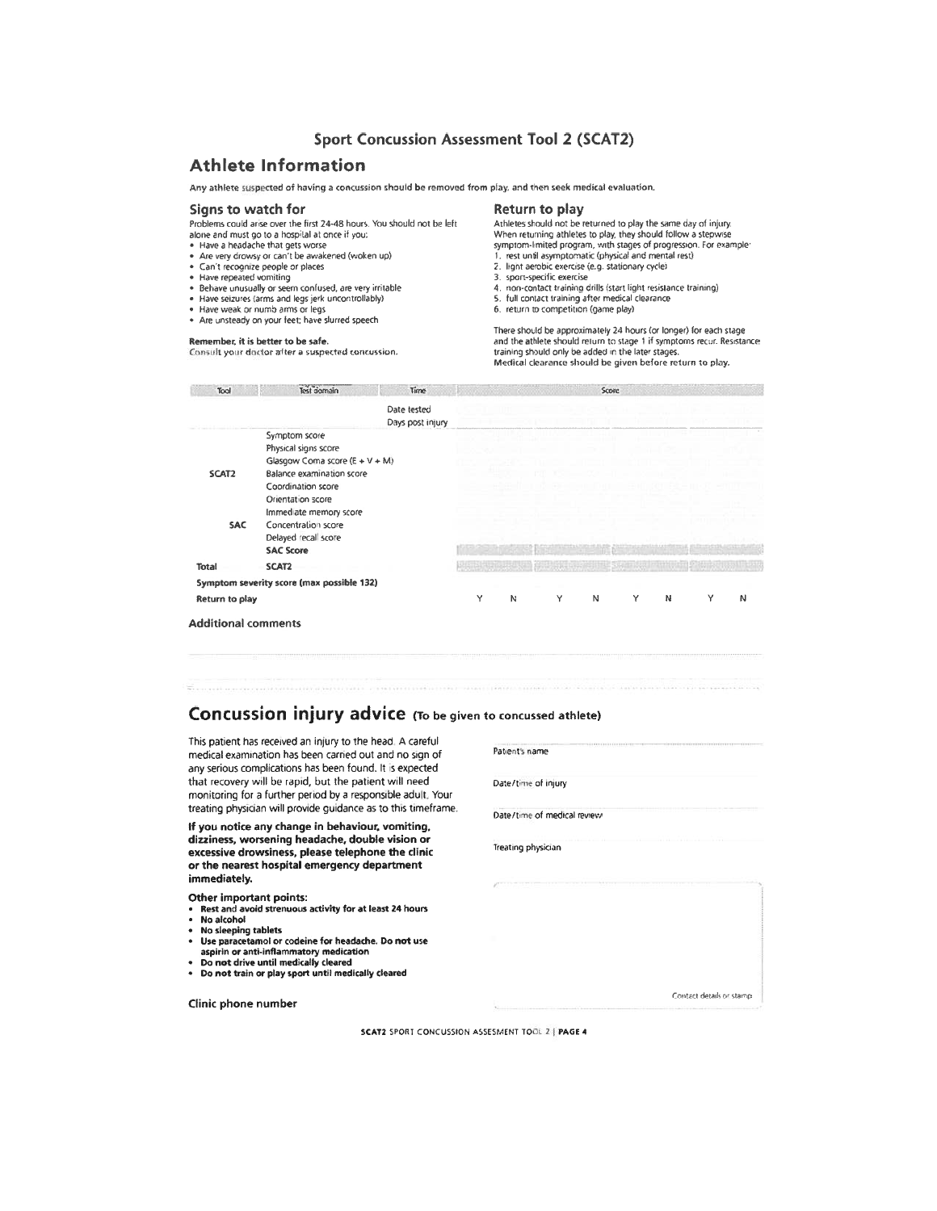# Sport Concussion Assessment Tool 2 (SCAT2)

## Athlete Information

**Any athlete suspected of having a concussion should be removed from play, and then seek medical evaluation.**

### Signs to watch for

Problems could arise over the first 24-48 hours. You should not be left alone and must go to a hospital at once if you:

- Have a headache that gets worse
- Are very drowsy or can't be awakened (woken up)
- Can't recognize people or places
- Have repeated vomiting
- Behave unusually or seem confused; are very irritable
- Have seizures (arms and legs jerk uncontrollably)
- Have weak or numb arms or legs
- Are unsteady on your feet; have slurred speech

**Remember, it is better to be safe.**
Consult your doctor after a suspected concussion.

### Return to play

Athletes should not be returned to play the same day of injury. When returning athletes to play, they should follow a stepwise symptom-limited program, with stages of progression. For example:

1. rest until asymptomatic (physical and mental rest)
2. light aerobic exercise (e.g. stationary cycle)
3. sport-specific exercise
4. non-contact training drills (start light resistance training)
5. full contact training after medical clearance
6. return to competition (game play)

There should be approximately 24 hours (or longer) for each stage and the athlete should return to stage 1 if symptoms recur. Resistance training should only be added in the later stages.
Medical clearance should be given before return to play.

| Tool | Test domain | Time | Score | | | | | | | |
|---|---|---|---|---|---|---|---|---|---|---|
| | | Date tested | | | | | | | | |
| | | Days post injury | | | | | | | | |
| SCAT2 | Symptom score | | | | | | | | | |
| | Physical signs score | | | | | | | | | |
| | Glasgow Coma score (E + V + M) | | | | | | | | | |
| | Balance examination score | | | | | | | | | |
| | Coordination score | | | | | | | | | |
| SAC | Orientation score | | | | | | | | | |
| | Immediate memory score | | | | | | | | | |
| | Concentration score | | | | | | | | | |
| | Delayed recall score | | | | | | | | | |
| | **SAC Score** | | | | | | | | | |
| **Total** | **SCAT2** | | | | | | | | | |
| **Symptom severity score (max possible 132)** | | | | | | | | | | |
| **Return to play** | | | Y | N | Y | N | Y | N | Y | N |

**Additional comments**

# Concussion injury advice (To be given to concussed athlete)

This patient has received an injury to the head. A careful medical examination has been carried out and no sign of any serious complications has been found. It is expected that recovery will be rapid, but the patient will need monitoring for a further period by a responsible adult. Your treating physician will provide guidance as to this timeframe.

**If you notice any change in behaviour, vomiting, dizziness, worsening headache, double vision or excessive drowsiness, please telephone the clinic or the nearest hospital emergency department immediately.**

**Other important points:**

- **Rest and avoid strenuous activity for at least 24 hours**
- **No alcohol**
- **No sleeping tablets**
- **Use paracetamol or codeine for headache. Do not use aspirin or anti-inflammatory medication**
- **Do not drive until medically cleared**
- **Do not train or play sport until medically cleared**

**Clinic phone number**

Patient's name

Date/time of injury

Date/time of medical review

Treating physician

Contact details or stamp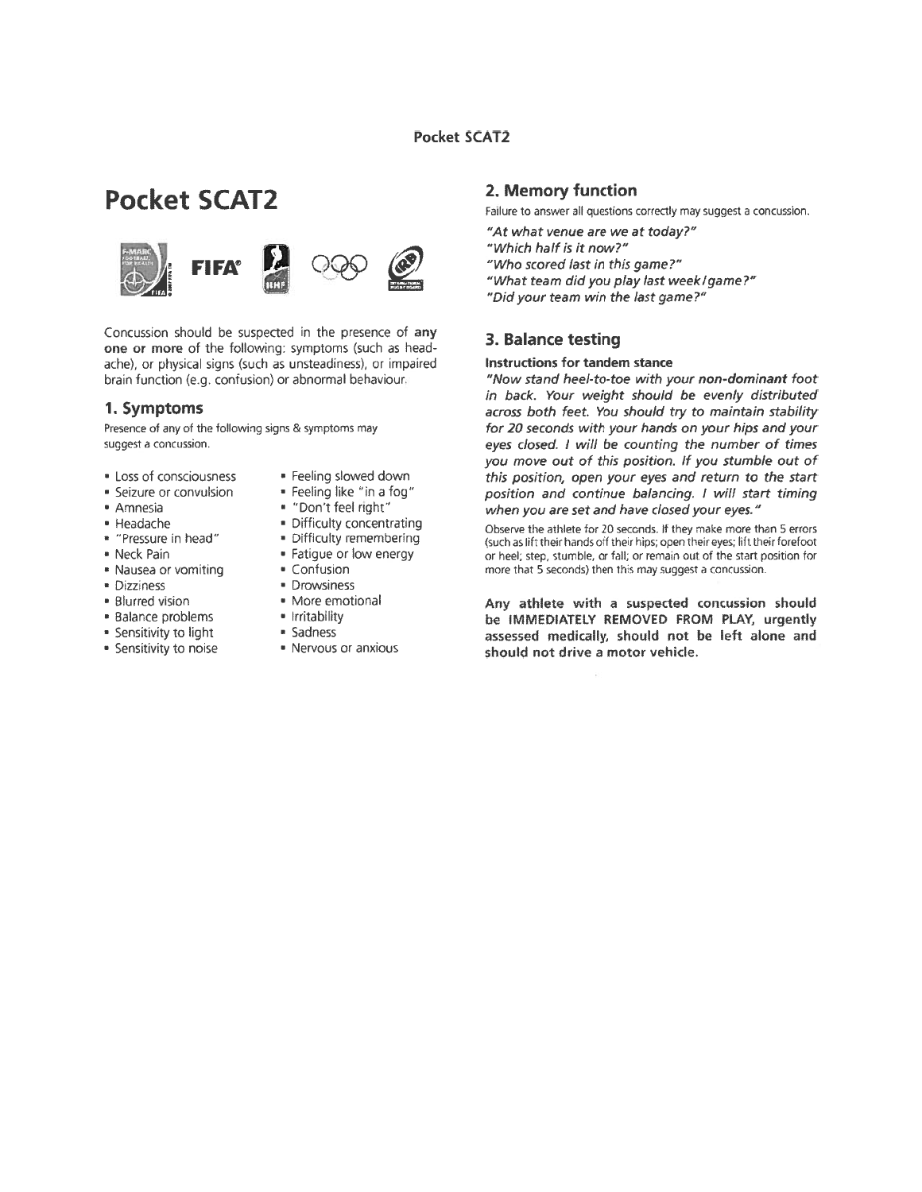# Pocket SCAT2

Concussion should be suspected in the presence of **any one or more** of the following: symptoms (such as headache), or physical signs (such as unsteadiness), or impaired brain function (e.g. confusion) or abnormal behaviour.

## 1. Symptoms

Presence of any of the following signs & symptoms may suggest a concussion.

- Loss of consciousness
- Seizure or convulsion
- Amnesia
- Headache
- "Pressure in head"
- Neck Pain
- Nausea or vomiting
- Dizziness
- Blurred vision
- Balance problems
- Sensitivity to light
- Sensitivity to noise
- Feeling slowed down
- Feeling like "in a fog"
- "Don't feel right"
- Difficulty concentrating
- Difficulty remembering
- Fatigue or low energy
- Confusion
- Drowsiness
- More emotional
- Irritability
- Sadness
- Nervous or anxious

## 2. Memory function

Failure to answer all questions correctly may suggest a concussion.

*"At what venue are we at today?"*
*"Which half is it now?"*
*"Who scored last in this game?"*
*"What team did you play last week/game?"*
*"Did your team win the last game?"*

## 3. Balance testing

**Instructions for tandem stance**

*"Now stand heel-to-toe with your* ***non-dominant*** *foot in back. Your weight should be evenly distributed across both feet. You should try to maintain stability for 20 seconds with your hands on your hips and your eyes closed. I will be counting the number of times you move out of this position. If you stumble out of this position, open your eyes and return to the start position and continue balancing. I will start timing when you are set and have closed your eyes."*

Observe the athlete for 20 seconds. If they make more than 5 errors (such as lift their hands off their hips; open their eyes; lift their forefoot or heel; step, stumble, or fall; or remain out of the start position for more that 5 seconds) then this may suggest a concussion.

**Any athlete with a suspected concussion should be IMMEDIATELY REMOVED FROM PLAY, urgently assessed medically, should not be left alone and should not drive a motor vehicle.**